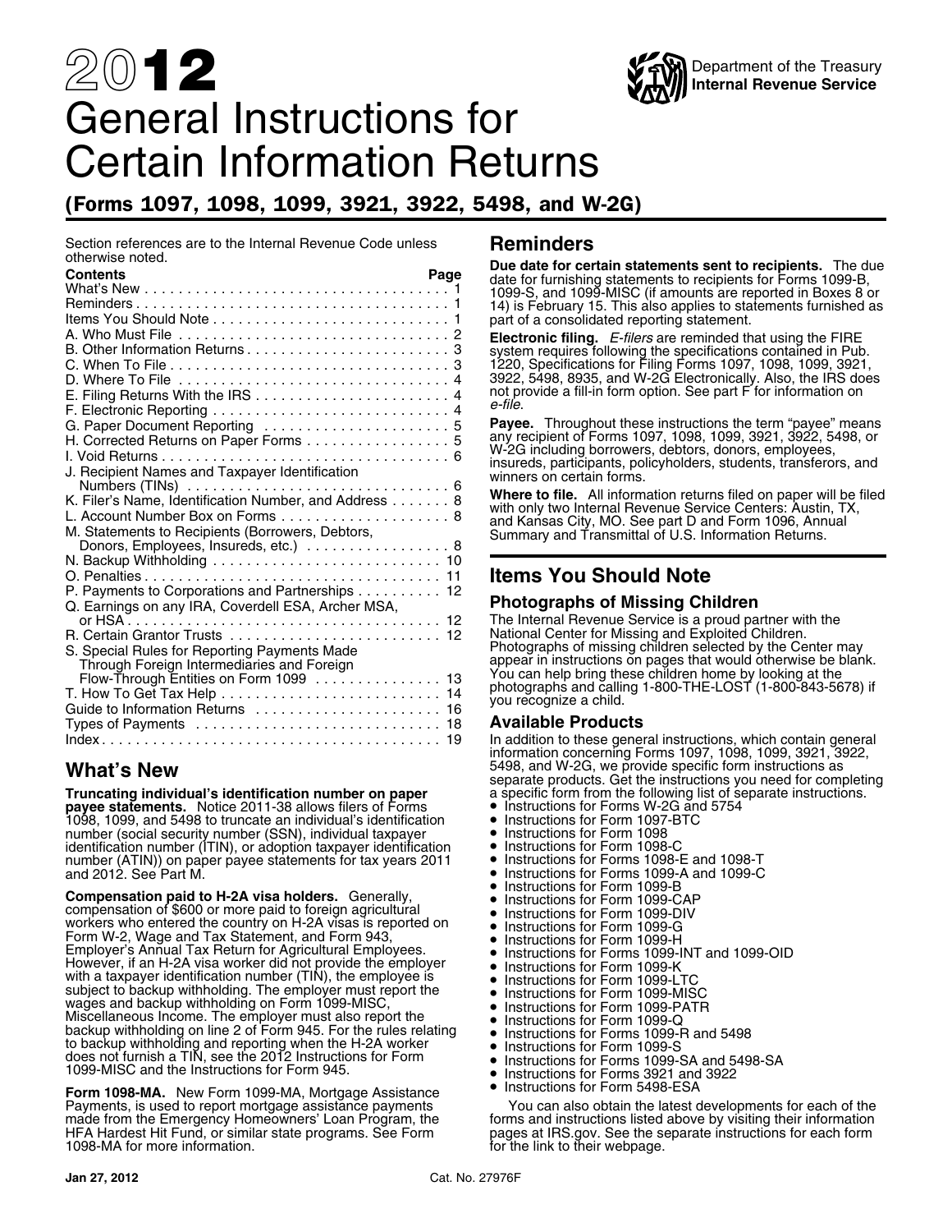# 2012 General Instructions for Certain Information Returns

## (Forms 1097, 1098, 1099, 3921, 3922, 5498, and W-2G)

Department of the Treasury
Internal Revenue Service

Section references are to the Internal Revenue Code unless otherwise noted.

| Contents | Page |
|---|---|
| What's New | 1 |
| Reminders | 1 |
| Items You Should Note | 1 |
| A. Who Must File | 2 |
| B. Other Information Returns | 3 |
| C. When To File | 3 |
| D. Where To File | 4 |
| E. Filing Returns With the IRS | 4 |
| F. Electronic Reporting | 4 |
| G. Paper Document Reporting | 5 |
| H. Corrected Returns on Paper Forms | 5 |
| I. Void Returns | 6 |
| J. Recipient Names and Taxpayer Identification Numbers (TINs) | 6 |
| K. Filer's Name, Identification Number, and Address | 8 |
| L. Account Number Box on Forms | 8 |
| M. Statements to Recipients (Borrowers, Debtors, Donors, Employees, Insureds, etc.) | 8 |
| N. Backup Withholding | 10 |
| O. Penalties | 11 |
| P. Payments to Corporations and Partnerships | 12 |
| Q. Earnings on any IRA, Coverdell ESA, Archer MSA, or HSA | 12 |
| R. Certain Grantor Trusts | 12 |
| S. Special Rules for Reporting Payments Made Through Foreign Intermediaries and Foreign Flow-Through Entities on Form 1099 | 13 |
| T. How To Get Tax Help | 14 |
| Guide to Information Returns | 16 |
| Types of Payments | 18 |
| Index | 19 |

## What's New

**Truncating individual's identification number on paper payee statements.** Notice 2011-38 allows filers of Forms 1098, 1099, and 5498 to truncate an individual's identification number (social security number (SSN), individual taxpayer identification number (ITIN), or adoption taxpayer identification number (ATIN)) on paper payee statements for tax years 2011 and 2012. See Part M.

**Compensation paid to H-2A visa holders.** Generally, compensation of $600 or more paid to foreign agricultural workers who entered the country on H-2A visas is reported on Form W-2, Wage and Tax Statement, and Form 943, Employer's Annual Tax Return for Agricultural Employees. However, if an H-2A visa worker did not provide the employer with a taxpayer identification number (TIN), the employee is subject to backup withholding. The employer must report the wages and backup withholding on Form 1099-MISC, Miscellaneous Income. The employer must also report the backup withholding on line 2 of Form 945. For the rules relating to backup withholding and reporting when the H-2A worker does not furnish a TIN, see the 2012 Instructions for Form 1099-MISC and the Instructions for Form 945.

**Form 1098-MA.** New Form 1099-MA, Mortgage Assistance Payments, is used to report mortgage assistance payments made from the Emergency Homeowners' Loan Program, the HFA Hardest Hit Fund, or similar state programs. See Form 1098-MA for more information.

## Reminders

**Due date for certain statements sent to recipients.** The due date for furnishing statements to recipients for Forms 1099-B, 1099-S, and 1099-MISC (if amounts are reported in Boxes 8 or 14) is February 15. This also applies to statements furnished as part of a consolidated reporting statement.

**Electronic filing.** *E-filers* are reminded that using the FIRE system requires following the specifications contained in Pub. 1220, Specifications for Filing Forms 1097, 1098, 1099, 3921, 3922, 5498, 8935, and W-2G Electronically. Also, the IRS does not provide a fill-in form option. See part F for information on *e-file*.

**Payee.** Throughout these instructions the term "payee" means any recipient of Forms 1097, 1098, 1099, 3921, 3922, 5498, or W-2G including borrowers, debtors, donors, employees, insureds, participants, policyholders, students, transferors, and winners on certain forms.

**Where to file.** All information returns filed on paper will be filed with only two Internal Revenue Service Centers: Austin, TX, and Kansas City, MO. See part D and Form 1096, Annual Summary and Transmittal of U.S. Information Returns.

## Items You Should Note

### Photographs of Missing Children

The Internal Revenue Service is a proud partner with the National Center for Missing and Exploited Children. Photographs of missing children selected by the Center may appear in instructions on pages that would otherwise be blank. You can help bring these children home by looking at the photographs and calling 1-800-THE-LOST (1-800-843-5678) if you recognize a child.

### Available Products

In addition to these general instructions, which contain general information concerning Forms 1097, 1098, 1099, 3921, 3922, 5498, and W-2G, we provide specific form instructions as separate products. Get the instructions you need for completing a specific form from the following list of separate instructions.

- Instructions for Forms W-2G and 5754
- Instructions for Form 1097-BTC
- Instructions for Form 1098
- Instructions for Form 1098-C
- Instructions for Forms 1098-E and 1098-T
- Instructions for Forms 1099-A and 1099-C
- Instructions for Form 1099-B
- Instructions for Form 1099-CAP
- Instructions for Form 1099-DIV
- Instructions for Form 1099-G
- Instructions for Form 1099-H
- Instructions for Forms 1099-INT and 1099-OID
- Instructions for Form 1099-K
- Instructions for Form 1099-LTC
- Instructions for Form 1099-MISC
- Instructions for Form 1099-PATR
- Instructions for Form 1099-Q
- Instructions for Forms 1099-R and 5498
- Instructions for Form 1099-S
- Instructions for Forms 1099-SA and 5498-SA
- Instructions for Forms 3921 and 3922
- Instructions for Form 5498-ESA

You can also obtain the latest developments for each of the forms and instructions listed above by visiting their information pages at IRS.gov. See the separate instructions for each form for the link to their webpage.

Jan 27, 2012 Cat. No. 27976F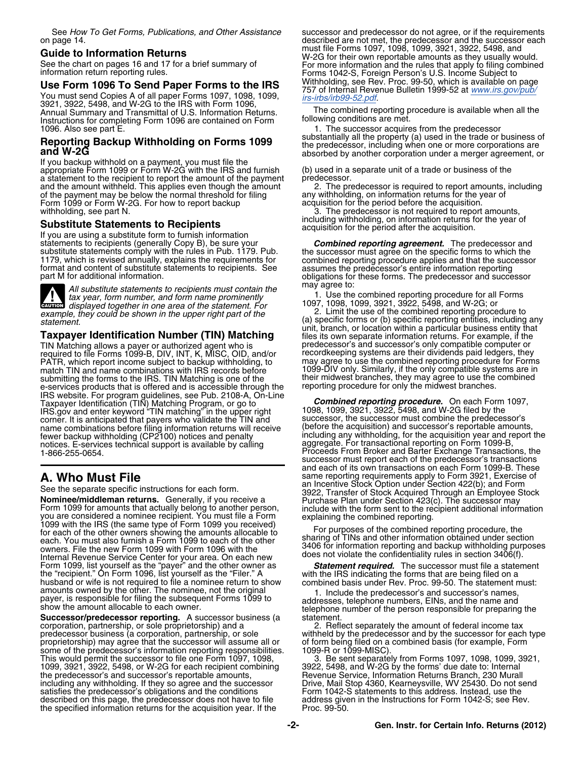See *How To Get Forms, Publications, and Other Assistance* on page 14.

## Guide to Information Returns

See the chart on pages 16 and 17 for a brief summary of information return reporting rules.

## Use Form 1096 To Send Paper Forms to the IRS

You must send Copies A of all paper Forms 1097, 1098, 1099, 3921, 3922, 5498, and W-2G to the IRS with Form 1096, Annual Summary and Transmittal of U.S. Information Returns. Instructions for completing Form 1096 are contained on Form 1096. Also see part E.

## Reporting Backup Withholding on Forms 1099 and W-2G

If you backup withhold on a payment, you must file the appropriate Form 1099 or Form W-2G with the IRS and furnish a statement to the recipient to report the amount of the payment and the amount withheld. This applies even though the amount of the payment may be below the normal threshold for filing Form 1099 or Form W-2G. For how to report backup withholding, see part N.

## Substitute Statements to Recipients

If you are using a substitute form to furnish information statements to recipients (generally Copy B), be sure your substitute statements comply with the rules in Pub. 1179. Pub. 1179, which is revised annually, explains the requirements for format and content of substitute statements to recipients. See part M for additional information.

**CAUTION** *All substitute statements to recipients must contain the tax year, form number, and form name prominently displayed together in one area of the statement. For example, they could be shown in the upper right part of the statement.*

## Taxpayer Identification Number (TIN) Matching

TIN Matching allows a payer or authorized agent who is required to file Forms 1099-B, DIV, INT, K, MISC, OID, and/or PATR, which report income subject to backup withholding, to match TIN and name combinations with IRS records before submitting the forms to the IRS. TIN Matching is one of the e-services products that is offered and is accessible through the IRS website. For program guidelines, see Pub. 2108-A, On-Line Taxpayer Identification (TIN) Matching Program, or go to IRS.gov and enter keyword "TIN matching" in the upper right corner. It is anticipated that payers who validate the TIN and name combinations before filing information returns will receive fewer backup withholding (CP2100) notices and penalty notices. E-services technical support is available by calling 1-866-255-0654.

# A. Who Must File

See the separate specific instructions for each form.

**Nominee/middleman returns.** Generally, if you receive a Form 1099 for amounts that actually belong to another person, you are considered a nominee recipient. You must file a Form 1099 with the IRS (the same type of Form 1099 you received) for each of the other owners showing the amounts allocable to each. You must also furnish a Form 1099 to each of the other owners. File the new Form 1099 with Form 1096 with the Internal Revenue Service Center for your area. On each new Form 1099, list yourself as the "payer" and the other owner as the "recipient." On Form 1096, list yourself as the "Filer." A husband or wife is not required to file a nominee return to show amounts owned by the other. The nominee, not the original payer, is responsible for filing the subsequent Forms 1099 to show the amount allocable to each owner.

**Successor/predecessor reporting.** A successor business (a corporation, partnership, or sole proprietorship) and a predecessor business (a corporation, partnership, or sole proprietorship) may agree that the successor will assume all or some of the predecessor's information reporting responsibilities. This would permit the successor to file one Form 1097, 1098, 1099, 3921, 3922, 5498, or W-2G for each recipient combining the predecessor's and successor's reportable amounts, including any withholding. If they so agree and the successor satisfies the predecessor's obligations and the conditions described on this page, the predecessor does not have to file the specified information returns for the acquisition year. If the successor and predecessor do not agree, or if the requirements described are not met, the predecessor and the successor each must file Forms 1097, 1098, 1099, 3921, 3922, 5498, and W-2G for their own reportable amounts as they usually would. For more information and the rules that apply to filing combined Forms 1042-S, Foreign Person's U.S. Income Subject to Withholding, see Rev. Proc. 99-50, which is available on page 757 of Internal Revenue Bulletin 1999-52 at *www.irs.gov/pub/irs-irbs/irb99-52.pdf*.

The combined reporting procedure is available when all the following conditions are met.

1. The successor acquires from the predecessor substantially all the property (a) used in the trade or business of the predecessor, including when one or more corporations are absorbed by another corporation under a merger agreement, or (b) used in a separate unit of a trade or business of the predecessor.
2. The predecessor is required to report amounts, including any withholding, on information returns for the year of acquisition for the period before the acquisition.
3. The predecessor is not required to report amounts, including withholding, on information returns for the year of acquisition for the period after the acquisition.

***Combined reporting agreement.*** The predecessor and the successor must agree on the specific forms to which the combined reporting procedure applies and that the successor assumes the predecessor's entire information reporting obligations for these forms. The predecessor and successor may agree to:

1. Use the combined reporting procedure for all Forms 1097, 1098, 1099, 3921, 3922, 5498, and W-2G; or
2. Limit the use of the combined reporting procedure to (a) specific forms or (b) specific reporting entities, including any unit, branch, or location within a particular business entity that files its own separate information returns. For example, if the predecessor's and successor's only compatible computer or recordkeeping systems are their dividends paid ledgers, they may agree to use the combined reporting procedure for Forms 1099-DIV only. Similarly, if the only compatible systems are in their midwest branches, they may agree to use the combined reporting procedure for only the midwest branches.

***Combined reporting procedure.*** On each Form 1097, 1098, 1099, 3921, 3922, 5498, and W-2G filed by the successor, the successor must combine the predecessor's (before the acquisition) and successor's reportable amounts, including any withholding, for the acquisition year and report the aggregate. For transactional reporting on Form 1099-B, Proceeds From Broker and Barter Exchange Transactions, the successor must report each of the predecessor's transactions and each of its own transactions on each Form 1099-B. These same reporting requirements apply to Form 3921, Exercise of an Incentive Stock Option under Section 422(b); and Form 3922, Transfer of Stock Acquired Through an Employee Stock Purchase Plan under Section 423(c). The successor may include with the form sent to the recipient additional information explaining the combined reporting.

For purposes of the combined reporting procedure, the sharing of TINs and other information obtained under section 3406 for information reporting and backup withholding purposes does not violate the confidentiality rules in section 3406(f).

***Statement required.*** The successor must file a statement with the IRS indicating the forms that are being filed on a combined basis under Rev. Proc. 99-50. The statement must:

1. Include the predecessor's and successor's names, addresses, telephone numbers, EINs, and the name and telephone number of the person responsible for preparing the statement.
2. Reflect separately the amount of federal income tax withheld by the predecessor and by the successor for each type of form being filed on a combined basis (for example, Form 1099-R or 1099-MISC).
3. Be sent separately from Forms 1097, 1098, 1099, 3921, 3922, 5498, and W-2G by the forms' due date to: Internal Revenue Service, Information Returns Branch, 230 Murall Drive, Mail Stop 4360, Kearneysville, WV 25430. Do not send Form 1042-S statements to this address. Instead, use the address given in the Instructions for Form 1042-S; see Rev. Proc. 99-50.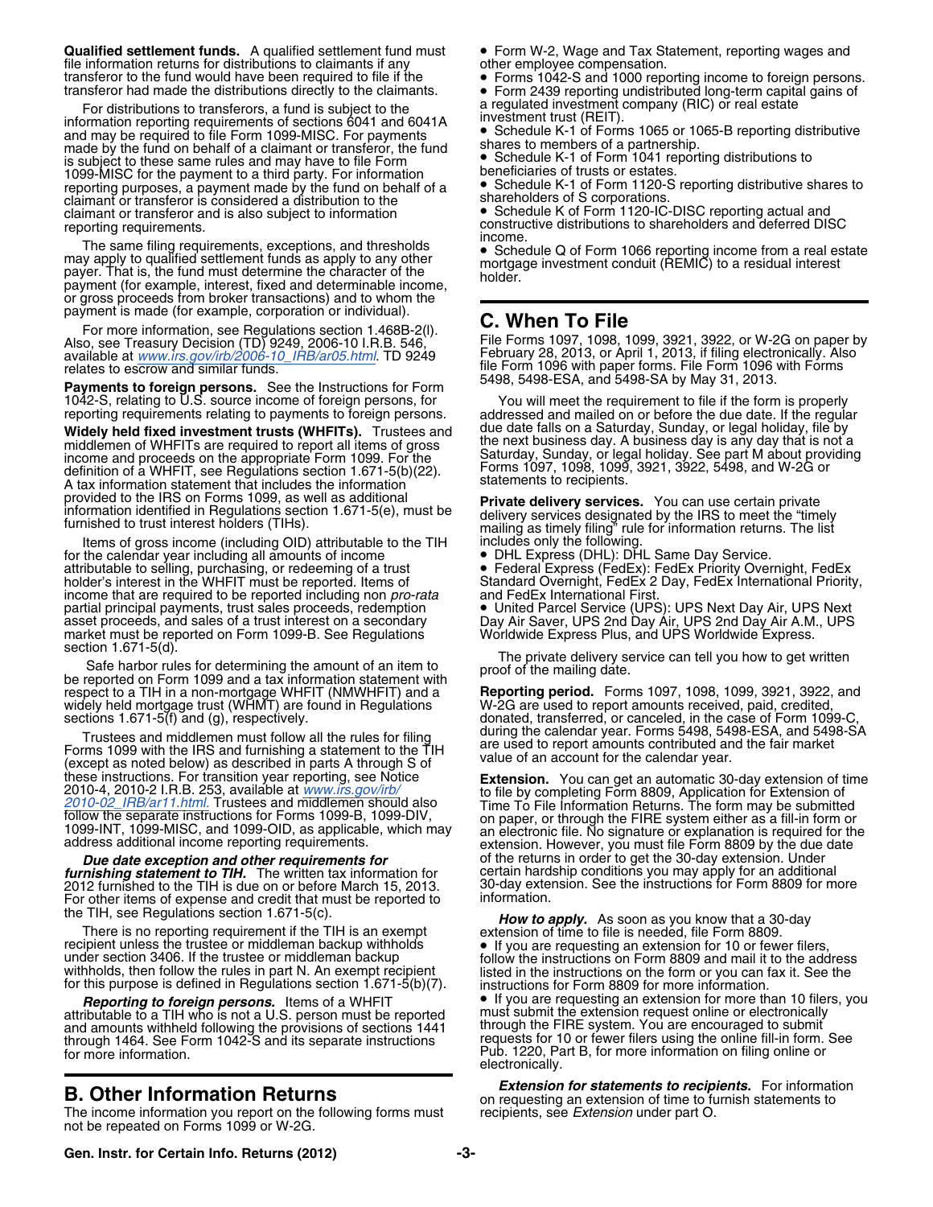**Qualified settlement funds.** A qualified settlement fund must file information returns for distributions to claimants if any transferor to the fund would have been required to file if the transferor had made the distributions directly to the claimants.

For distributions to transferors, a fund is subject to the information reporting requirements of sections 6041 and 6041A and may be required to file Form 1099-MISC. For payments made by the fund on behalf of a claimant or transferor, the fund is subject to these same rules and may have to file Form 1099-MISC for the payment to a third party. For information reporting purposes, a payment made by the fund on behalf of a claimant or transferor is considered a distribution to the claimant or transferor and is also subject to information reporting requirements.

The same filing requirements, exceptions, and thresholds may apply to qualified settlement funds as apply to any other payer. That is, the fund must determine the character of the payment (for example, interest, fixed and determinable income, or gross proceeds from broker transactions) and to whom the payment is made (for example, corporation or individual).

For more information, see Regulations section 1.468B-2(l). Also, see Treasury Decision (TD) 9249, 2006-10 I.R.B. 546, available at www.irs.gov/irb/2006-10_IRB/ar05.html. TD 9249 relates to escrow and similar funds.

**Payments to foreign persons.** See the Instructions for Form 1042-S, relating to U.S. source income of foreign persons, for reporting requirements relating to payments to foreign persons.

**Widely held fixed investment trusts (WHFITs).** Trustees and middlemen of WHFITs are required to report all items of gross income and proceeds on the appropriate Form 1099. For the definition of a WHFIT, see Regulations section 1.671-5(b)(22). A tax information statement that includes the information provided to the IRS on Forms 1099, as well as additional information identified in Regulations section 1.671-5(e), must be furnished to trust interest holders (TIHs).

Items of gross income (including OID) attributable to the TIH for the calendar year including all amounts of income attributable to selling, purchasing, or redeeming of a trust holder's interest in the WHFIT must be reported. Items of income that are required to be reported including non *pro-rata* partial principal payments, trust sales proceeds, redemption asset proceeds, and sales of a trust interest on a secondary market must be reported on Form 1099-B. See Regulations section 1.671-5(d).

Safe harbor rules for determining the amount of an item to be reported on Form 1099 and a tax information statement with respect to a TIH in a non-mortgage WHFIT (NMWHFIT) and a widely held mortgage trust (WHMT) are found in Regulations sections 1.671-5(f) and (g), respectively.

Trustees and middlemen must follow all the rules for filing Forms 1099 with the IRS and furnishing a statement to the TIH (except as noted below) as described in parts A through S of these instructions. For transition year reporting, see Notice 2010-4, 2010-2 I.R.B. 253, available at www.irs.gov/irb/2010-02_IRB/ar11.html. Trustees and middlemen should also follow the separate instructions for Forms 1099-B, 1099-DIV, 1099-INT, 1099-MISC, and 1099-OID, as applicable, which may address additional income reporting requirements.

***Due date exception and other requirements for furnishing statement to TIH.*** The written tax information for 2012 furnished to the TIH is due on or before March 15, 2013. For other items of expense and credit that must be reported to the TIH, see Regulations section 1.671-5(c).

There is no reporting requirement if the TIH is an exempt recipient unless the trustee or middleman backup withholds under section 3406. If the trustee or middleman backup withholds, then follow the rules in part N. An exempt recipient for this purpose is defined in Regulations section 1.671-5(b)(7).

***Reporting to foreign persons.*** Items of a WHFIT attributable to a TIH who is not a U.S. person must be reported and amounts withheld following the provisions of sections 1441 through 1464. See Form 1042-S and its separate instructions for more information.

## B. Other Information Returns

The income information you report on the following forms must not be repeated on Forms 1099 or W-2G.

- Form W-2, Wage and Tax Statement, reporting wages and other employee compensation.
- Forms 1042-S and 1000 reporting income to foreign persons.
- Form 2439 reporting undistributed long-term capital gains of a regulated investment company (RIC) or real estate investment trust (REIT).
- Schedule K-1 of Forms 1065 or 1065-B reporting distributive shares to members of a partnership.
- Schedule K-1 of Form 1041 reporting distributions to beneficiaries of trusts or estates.
- Schedule K-1 of Form 1120-S reporting distributive shares to shareholders of S corporations.
- Schedule K of Form 1120-IC-DISC reporting actual and constructive distributions to shareholders and deferred DISC income.
- Schedule Q of Form 1066 reporting income from a real estate mortgage investment conduit (REMIC) to a residual interest holder.

## C. When To File

File Forms 1097, 1098, 1099, 3921, 3922, or W-2G on paper by February 28, 2013, or April 1, 2013, if filing electronically. Also file Form 1096 with paper forms. File Form 1096 with Forms 5498, 5498-ESA, and 5498-SA by May 31, 2013.

You will meet the requirement to file if the form is properly addressed and mailed on or before the due date. If the regular due date falls on a Saturday, Sunday, or legal holiday, file by the next business day. A business day is any day that is not a Saturday, Sunday, or legal holiday. See part M about providing Forms 1097, 1098, 1099, 3921, 3922, 5498, and W-2G or statements to recipients.

**Private delivery services.** You can use certain private delivery services designated by the IRS to meet the "timely mailing as timely filing" rule for information returns. The list includes only the following.

- DHL Express (DHL): DHL Same Day Service.
- Federal Express (FedEx): FedEx Priority Overnight, FedEx Standard Overnight, FedEx 2 Day, FedEx International Priority, and FedEx International First.
- United Parcel Service (UPS): UPS Next Day Air, UPS Next Day Air Saver, UPS 2nd Day Air, UPS 2nd Day Air A.M., UPS Worldwide Express Plus, and UPS Worldwide Express.

The private delivery service can tell you how to get written proof of the mailing date.

**Reporting period.** Forms 1097, 1098, 1099, 3921, 3922, and W-2G are used to report amounts received, paid, credited, donated, transferred, or canceled, in the case of Form 1099-C, during the calendar year. Forms 5498, 5498-ESA, and 5498-SA are used to report amounts contributed and the fair market value of an account for the calendar year.

**Extension.** You can get an automatic 30-day extension of time to file by completing Form 8809, Application for Extension of Time To File Information Returns. The form may be submitted on paper, or through the FIRE system either as a fill-in form or an electronic file. No signature or explanation is required for the extension. However, you must file Form 8809 by the due date of the returns in order to get the 30-day extension. Under certain hardship conditions you may apply for an additional 30-day extension. See the instructions for Form 8809 for more information.

***How to apply.*** As soon as you know that a 30-day extension of time to file is needed, file Form 8809.

- If you are requesting an extension for 10 or fewer filers, follow the instructions on Form 8809 and mail it to the address listed in the instructions on the form or you can fax it. See the instructions for Form 8809 for more information.
- If you are requesting an extension for more than 10 filers, you must submit the extension request online or electronically through the FIRE system. You are encouraged to submit requests for 10 or fewer filers using the online fill-in form. See Pub. 1220, Part B, for more information on filing online or electronically.

***Extension for statements to recipients.*** For information on requesting an extension of time to furnish statements to recipients, see *Extension* under part O.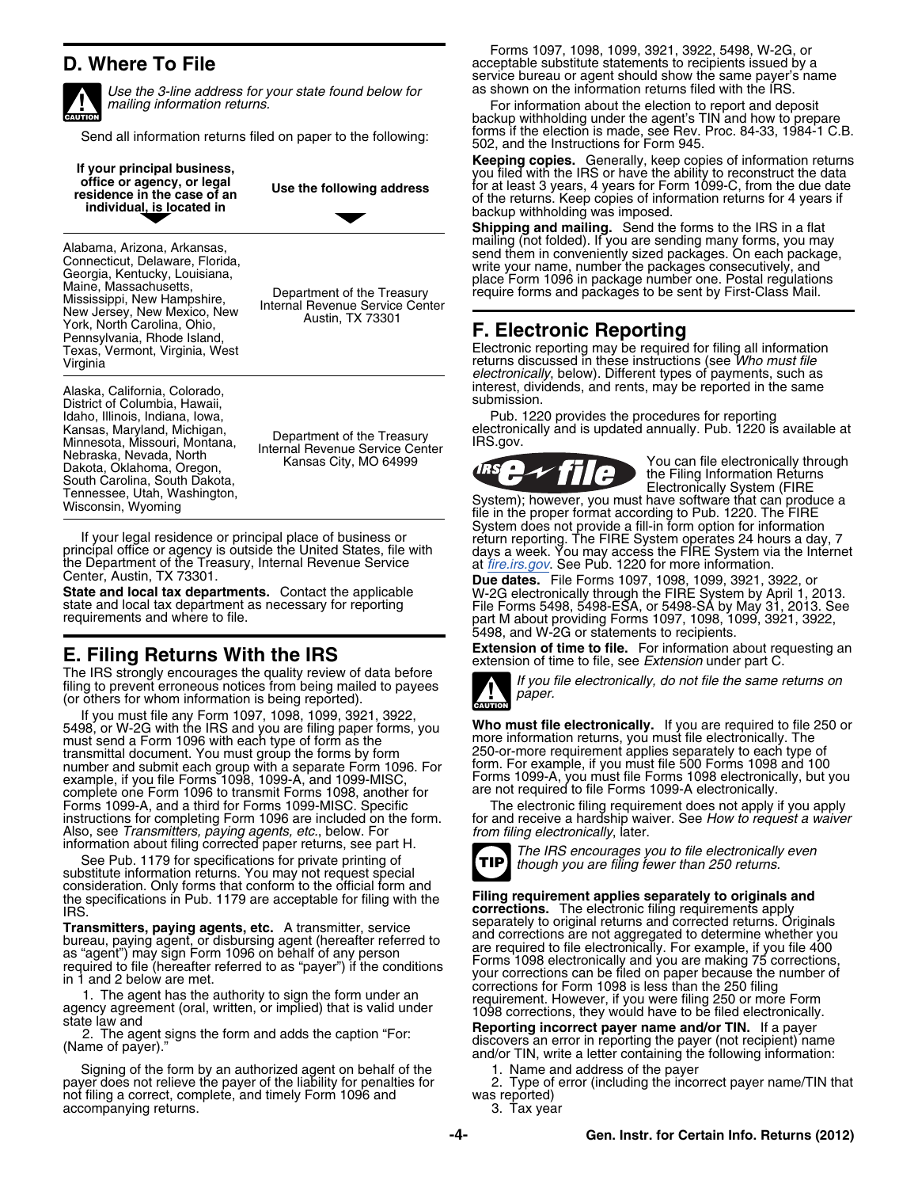## D. Where To File

**CAUTION:** *Use the 3-line address for your state found below for mailing information returns.*

Send all information returns filed on paper to the following:

| If your principal business, office or agency, or legal residence in the case of an individual, is located in | Use the following address |
|---|---|
| Alabama, Arizona, Arkansas, Connecticut, Delaware, Florida, Georgia, Kentucky, Louisiana, Maine, Massachusetts, Mississippi, New Hampshire, New Jersey, New Mexico, New York, North Carolina, Ohio, Pennsylvania, Rhode Island, Texas, Vermont, Virginia, West Virginia | Department of the Treasury Internal Revenue Service Center Austin, TX 73301 |
| Alaska, California, Colorado, District of Columbia, Hawaii, Idaho, Illinois, Indiana, Iowa, Kansas, Maryland, Michigan, Minnesota, Missouri, Montana, Nebraska, Nevada, North Dakota, Oklahoma, Oregon, South Carolina, South Dakota, Tennessee, Utah, Washington, Wisconsin, Wyoming | Department of the Treasury Internal Revenue Service Center Kansas City, MO 64999 |

If your legal residence or principal place of business or principal office or agency is outside the United States, file with the Department of the Treasury, Internal Revenue Service Center, Austin, TX 73301.

**State and local tax departments.** Contact the applicable state and local tax department as necessary for reporting requirements and where to file.

## E. Filing Returns With the IRS

The IRS strongly encourages the quality review of data before filing to prevent erroneous notices from being mailed to payees (or others for whom information is being reported).

If you must file any Form 1097, 1098, 1099, 3921, 3922, 5498, or W-2G with the IRS and you are filing paper forms, you must send a Form 1096 with each type of form as the transmittal document. You must group the forms by form number and submit each group with a separate Form 1096. For example, if you file Forms 1098, 1099-A, and 1099-MISC, complete one Form 1096 to transmit Forms 1098, another for Forms 1099-A, and a third for Forms 1099-MISC. Specific instructions for completing Form 1096 are included on the form. Also, see *Transmitters, paying agents, etc.*, below. For information about filing corrected paper returns, see part H.

See Pub. 1179 for specifications for private printing of substitute information returns. You may not request special consideration. Only forms that conform to the official form and the specifications in Pub. 1179 are acceptable for filing with the IRS.

**Transmitters, paying agents, etc.** A transmitter, service bureau, paying agent, or disbursing agent (hereafter referred to as "agent") may sign Form 1096 on behalf of any person required to file (hereafter referred to as "payer") if the conditions in 1 and 2 below are met.

1. The agent has the authority to sign the form under an agency agreement (oral, written, or implied) that is valid under state law and
2. The agent signs the form and adds the caption "For: (Name of payer)."

Signing of the form by an authorized agent on behalf of the payer does not relieve the payer of the liability for penalties for not filing a correct, complete, and timely Form 1096 and accompanying returns.

Forms 1097, 1098, 1099, 3921, 3922, 5498, W-2G, or acceptable substitute statements to recipients issued by a service bureau or agent should show the same payer's name as shown on the information returns filed with the IRS.

For information about the election to report and deposit backup withholding under the agent's TIN and how to prepare forms if the election is made, see Rev. Proc. 84-33, 1984-1 C.B. 502, and the Instructions for Form 945.

**Keeping copies.** Generally, keep copies of information returns you filed with the IRS or have the ability to reconstruct the data for at least 3 years, 4 years for Form 1099-C, from the due date of the returns. Keep copies of information returns for 4 years if backup withholding was imposed.

**Shipping and mailing.** Send the forms to the IRS in a flat mailing (not folded). If you are sending many forms, you may send them in conveniently sized packages. On each package, write your name, number the packages consecutively, and place Form 1096 in package number one. Postal regulations require forms and packages to be sent by First-Class Mail.

## F. Electronic Reporting

Electronic reporting may be required for filing all information returns discussed in these instructions (see *Who must file electronically*, below). Different types of payments, such as interest, dividends, and rents, may be reported in the same submission.

Pub. 1220 provides the procedures for reporting electronically and is updated annually. Pub. 1220 is available at IRS.gov.

You can file electronically through the Filing Information Returns Electronically System (FIRE System); however, you must have software that can produce a file in the proper format according to Pub. 1220. The FIRE System does not provide a fill-in form option for information return reporting. The FIRE System operates 24 hours a day, 7 days a week. You may access the FIRE System via the Internet at *fire.irs.gov*. See Pub. 1220 for more information.

**Due dates.** File Forms 1097, 1098, 1099, 3921, 3922, or W-2G electronically through the FIRE System by April 1, 2013. File Forms 5498, 5498-ESA, or 5498-SA by May 31, 2013. See part M about providing Forms 1097, 1098, 1099, 3921, 3922, 5498, and W-2G or statements to recipients.

**Extension of time to file.** For information about requesting an extension of time to file, see *Extension* under part C.

**CAUTION:** *If you file electronically, do not file the same returns on paper.*

**Who must file electronically.** If you are required to file 250 or more information returns, you must file electronically. The 250-or-more requirement applies separately to each type of form. For example, if you must file 500 Forms 1098 and 100 Forms 1099-A, you must file Forms 1098 electronically, but you are not required to file Forms 1099-A electronically.

The electronic filing requirement does not apply if you apply for and receive a hardship waiver. See *How to request a waiver from filing electronically*, later.

**TIP:** *The IRS encourages you to file electronically even though you are filing fewer than 250 returns.*

**Filing requirement applies separately to originals and corrections.** The electronic filing requirements apply separately to original returns and corrected returns. Originals and corrections are not aggregated to determine whether you are required to file electronically. For example, if you file 400 Forms 1098 electronically and you are making 75 corrections, your corrections can be filed on paper because the number of corrections for Form 1098 is less than the 250 filing requirement. However, if you were filing 250 or more Form 1098 corrections, they would have to be filed electronically.

**Reporting incorrect payer name and/or TIN.** If a payer discovers an error in reporting the payer (not recipient) name and/or TIN, write a letter containing the following information:

1. Name and address of the payer
2. Type of error (including the incorrect payer name/TIN that was reported)
3. Tax year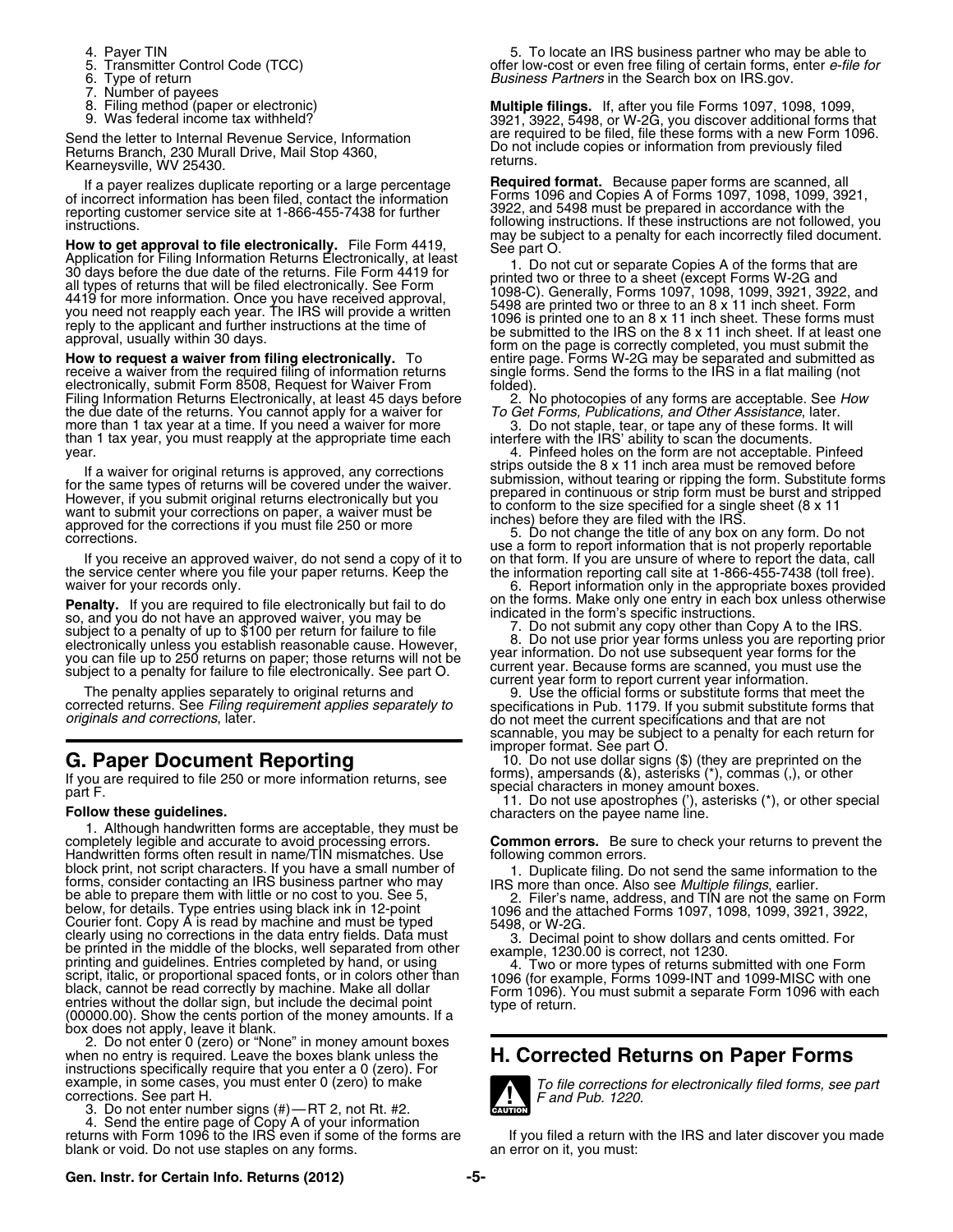4. Payer TIN
5. Transmitter Control Code (TCC)
6. Type of return
7. Number of payees
8. Filing method (paper or electronic)
9. Was federal income tax withheld?

Send the letter to Internal Revenue Service, Information Returns Branch, 230 Murall Drive, Mail Stop 4360, Kearneysville, WV 25430.

If a payer realizes duplicate reporting or a large percentage of incorrect information has been filed, contact the information reporting customer service site at 1-866-455-7438 for further instructions.

**How to get approval to file electronically.** File Form 4419, Application for Filing Information Returns Electronically, at least 30 days before the due date of the returns. File Form 4419 for all types of returns that will be filed electronically. See Form 4419 for more information. Once you have received approval, you need not reapply each year. The IRS will provide a written reply to the applicant and further instructions at the time of approval, usually within 30 days.

**How to request a waiver from filing electronically.** To receive a waiver from the required filing of information returns electronically, submit Form 8508, Request for Waiver From Filing Information Returns Electronically, at least 45 days before the due date of the returns. You cannot apply for a waiver for more than 1 tax year at a time. If you need a waiver for more than 1 tax year, you must reapply at the appropriate time each year.

If a waiver for original returns is approved, any corrections for the same types of returns will be covered under the waiver. However, if you submit original returns electronically but you want to submit your corrections on paper, a waiver must be approved for the corrections if you must file 250 or more corrections.

If you receive an approved waiver, do not send a copy of it to the service center where you file your paper returns. Keep the waiver for your records only.

**Penalty.** If you are required to file electronically but fail to do so, and you do not have an approved waiver, you may be subject to a penalty of up to $100 per return for failure to file electronically unless you establish reasonable cause. However, you can file up to 250 returns on paper; those returns will not be subject to a penalty for failure to file electronically. See part O.

The penalty applies separately to original returns and corrected returns. See *Filing requirement applies separately to originals and corrections*, later.

## G. Paper Document Reporting

If you are required to file 250 or more information returns, see part F.

**Follow these guidelines.**

1. Although handwritten forms are acceptable, they must be completely legible and accurate to avoid processing errors. Handwritten forms often result in name/TIN mismatches. Use block print, not script characters. If you have a small number of forms, consider contacting an IRS business partner who may be able to prepare them with little or no cost to you. See 5, below, for details. Type entries using black ink in 12-point Courier font. Copy A is read by machine and must be typed clearly using no corrections in the data entry fields. Data must be printed in the middle of the blocks, well separated from other printing and guidelines. Entries completed by hand, or using script, italic, or proportional spaced fonts, or in colors other than black, cannot be read correctly by machine. Make all dollar entries without the dollar sign, but include the decimal point (00000.00). Show the cents portion of the money amounts. If a box does not apply, leave it blank.
2. Do not enter 0 (zero) or "None" in money amount boxes when no entry is required. Leave the boxes blank unless the instructions specifically require that you enter a 0 (zero). For example, in some cases, you must enter 0 (zero) to make corrections. See part H.
3. Do not enter number signs (#)—RT 2, not Rt. #2.
4. Send the entire page of Copy A of your information returns with Form 1096 to the IRS even if some of the forms are blank or void. Do not use staples on any forms.
5. To locate an IRS business partner who may be able to offer low-cost or even free filing of certain forms, enter *e-file for Business Partners* in the Search box on IRS.gov.

**Multiple filings.** If, after you file Forms 1097, 1098, 1099, 3921, 3922, 5498, or W-2G, you discover additional forms that are required to be filed, file these forms with a new Form 1096. Do not include copies or information from previously filed returns.

**Required format.** Because paper forms are scanned, all Forms 1096 and Copies A of Forms 1097, 1098, 1099, 3921, 3922, and 5498 must be prepared in accordance with the following instructions. If these instructions are not followed, you may be subject to a penalty for each incorrectly filed document. See part O.

1. Do not cut or separate Copies A of the forms that are printed two or three to a sheet (except Forms W-2G and 1098-C). Generally, Forms 1097, 1098, 1099, 3921, 3922, and 5498 are printed two or three to an 8 x 11 inch sheet. Form 1096 is printed one to an 8 x 11 inch sheet. These forms must be submitted to the IRS on the 8 x 11 inch sheet. If at least one form on the page is correctly completed, you must submit the entire page. Forms W-2G may be separated and submitted as single forms. Send the forms to the IRS in a flat mailing (not folded).
2. No photocopies of any forms are acceptable. See *How To Get Forms, Publications, and Other Assistance*, later.
3. Do not staple, tear, or tape any of these forms. It will interfere with the IRS' ability to scan the documents.
4. Pinfeed holes on the form are not acceptable. Pinfeed strips outside the 8 x 11 inch area must be removed before submission, without tearing or ripping the form. Substitute forms prepared in continuous or strip form must be burst and stripped to conform to the size specified for a single sheet (8 x 11 inches) before they are filed with the IRS.
5. Do not change the title of any box on any form. Do not use a form to report information that is not properly reportable on that form. If you are unsure of where to report the data, call the information reporting call site at 1-866-455-7438 (toll free).
6. Report information only in the appropriate boxes provided on the forms. Make only one entry in each box unless otherwise indicated in the form's specific instructions.
7. Do not submit any copy other than Copy A to the IRS.
8. Do not use prior year forms unless you are reporting prior year information. Do not use subsequent year forms for the current year. Because forms are scanned, you must use the current year form to report current year information.
9. Use the official forms or substitute forms that meet the specifications in Pub. 1179. If you submit substitute forms that do not meet the current specifications and that are not scannable, you may be subject to a penalty for each return for improper format. See part O.
10. Do not use dollar signs ($) (they are preprinted on the forms), ampersands (&), asterisks (*), commas (,), or other special characters in money amount boxes.
11. Do not use apostrophes ('), asterisks (*), or other special characters on the payee name line.

**Common errors.** Be sure to check your returns to prevent the following common errors.

1. Duplicate filing. Do not send the same information to the IRS more than once. Also see *Multiple filings*, earlier.
2. Filer's name, address, and TIN are not the same on Form 1096 and the attached Forms 1097, 1098, 1099, 3921, 3922, 5498, or W-2G.
3. Decimal point to show dollars and cents omitted. For example, 1230.00 is correct, not 1230.
4. Two or more types of returns submitted with one Form 1096 (for example, Forms 1099-INT and 1099-MISC with one Form 1096). You must submit a separate Form 1096 with each type of return.

## H. Corrected Returns on Paper Forms

CAUTION: *To file corrections for electronically filed forms, see part F and Pub. 1220.*

If you filed a return with the IRS and later discover you made an error on it, you must: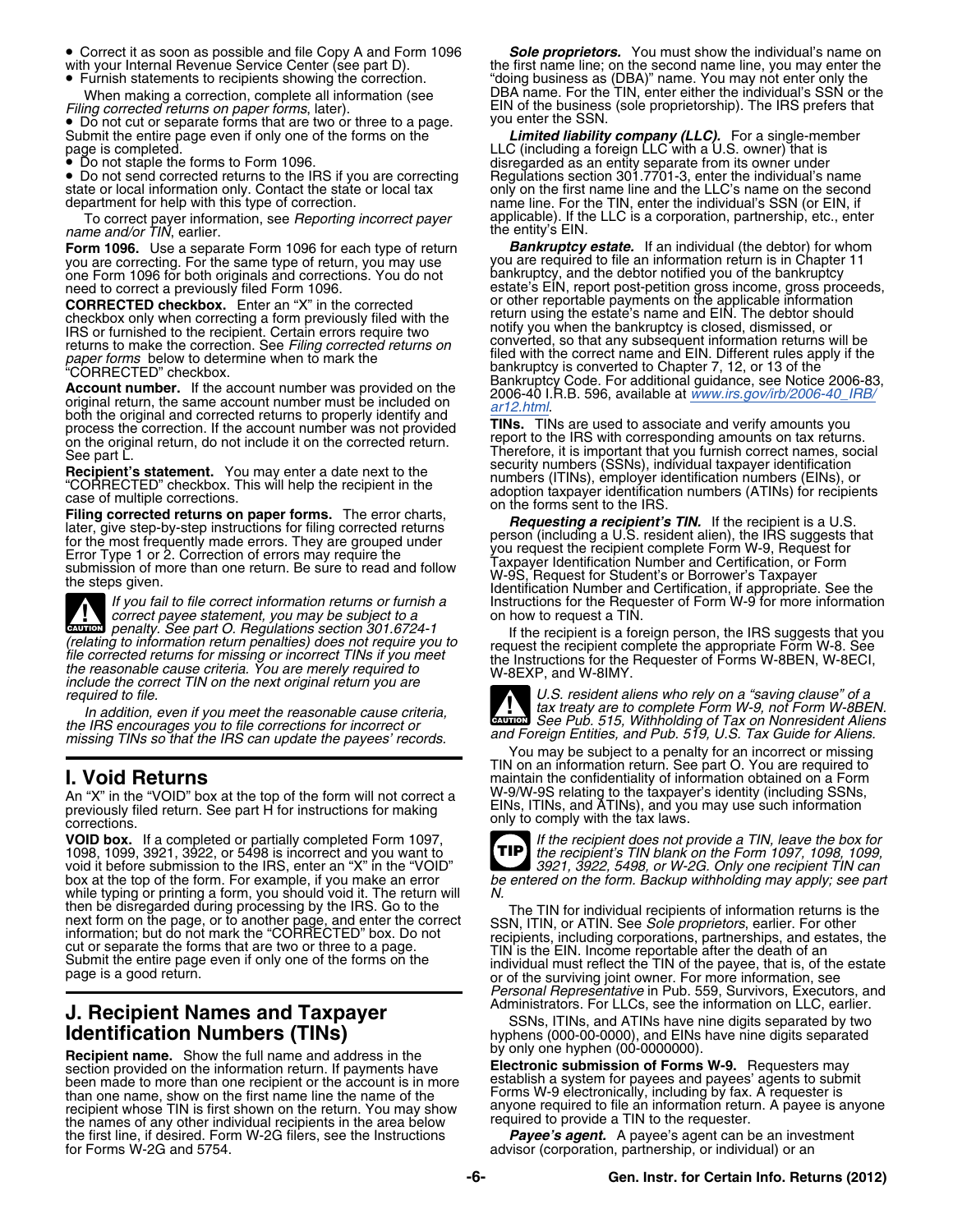- Correct it as soon as possible and file Copy A and Form 1096 with your Internal Revenue Service Center (see part D).
- Furnish statements to recipients showing the correction.

When making a correction, complete all information (see *Filing corrected returns on paper forms*, later).

- Do not cut or separate forms that are two or three to a page. Submit the entire page even if only one of the forms on the page is completed.
- Do not staple the forms to Form 1096.
- Do not send corrected returns to the IRS if you are correcting state or local information only. Contact the state or local tax department for help with this type of correction.

To correct payer information, see *Reporting incorrect payer name and/or TIN*, earlier.

**Form 1096.** Use a separate Form 1096 for each type of return you are correcting. For the same type of return, you may use one Form 1096 for both originals and corrections. You do not need to correct a previously filed Form 1096.

**CORRECTED checkbox.** Enter an "X" in the corrected checkbox only when correcting a form previously filed with the IRS or furnished to the recipient. Certain errors require two returns to make the correction. See *Filing corrected returns on paper forms* below to determine when to mark the "CORRECTED" checkbox.

**Account number.** If the account number was provided on the original return, the same account number must be included on both the original and corrected returns to properly identify and process the correction. If the account number was not provided on the original return, do not include it on the corrected return. See part L.

**Recipient's statement.** You may enter a date next to the "CORRECTED" checkbox. This will help the recipient in the case of multiple corrections.

**Filing corrected returns on paper forms.** The error charts, later, give step-by-step instructions for filing corrected returns for the most frequently made errors. They are grouped under Error Type 1 or 2. Correction of errors may require the submission of more than one return. Be sure to read and follow the steps given.

> **CAUTION** *If you fail to file correct information returns or furnish a correct payee statement, you may be subject to a penalty. See part O. Regulations section 301.6724-1 (relating to information return penalties) does not require you to file corrected returns for missing or incorrect TINs if you meet the reasonable cause criteria. You are merely required to include the correct TIN on the next original return you are required to file.*
>
> *In addition, even if you meet the reasonable cause criteria, the IRS encourages you to file corrections for incorrect or missing TINs so that the IRS can update the payees' records.*

## I. Void Returns

An "X" in the "VOID" box at the top of the form will not correct a previously filed return. See part H for instructions for making corrections.

**VOID box.** If a completed or partially completed Form 1097, 1098, 1099, 3921, 3922, or 5498 is incorrect and you want to void it before submission to the IRS, enter an "X" in the "VOID" box at the top of the form. For example, if you make an error while typing or printing a form, you should void it. The return will then be disregarded during processing by the IRS. Go to the next form on the page, or to another page, and enter the correct information; but do not mark the "CORRECTED" box. Do not cut or separate the forms that are two or three to a page. Submit the entire page even if only one of the forms on the page is a good return.

## J. Recipient Names and Taxpayer Identification Numbers (TINs)

**Recipient name.** Show the full name and address in the section provided on the information return. If payments have been made to more than one recipient or the account is in more than one name, show on the first name line the name of the recipient whose TIN is first shown on the return. You may show the names of any other individual recipients in the area below the first line, if desired. Form W-2G filers, see the Instructions for Forms W-2G and 5754.

***Sole proprietors.*** You must show the individual's name on the first name line; on the second name line, you may enter the "doing business as (DBA)" name. You may not enter only the DBA name. For the TIN, enter either the individual's SSN or the EIN of the business (sole proprietorship). The IRS prefers that you enter the SSN.

***Limited liability company (LLC).*** For a single-member LLC (including a foreign LLC with a U.S. owner) that is disregarded as an entity separate from its owner under Regulations section 301.7701-3, enter the individual's name only on the first name line and the LLC's name on the second name line. For the TIN, enter the individual's SSN (or EIN, if applicable). If the LLC is a corporation, partnership, etc., enter the entity's EIN.

***Bankruptcy estate.*** If an individual (the debtor) for whom you are required to file an information return is in Chapter 11 bankruptcy, and the debtor notified you of the bankruptcy estate's EIN, report post-petition gross income, gross proceeds, or other reportable payments on the applicable information return using the estate's name and EIN. The debtor should notify you when the bankruptcy is closed, dismissed, or converted, so that any subsequent information returns will be filed with the correct name and EIN. Different rules apply if the bankruptcy is converted to Chapter 7, 12, or 13 of the Bankruptcy Code. For additional guidance, see Notice 2006-83, 2006-40 I.R.B. 596, available at *www.irs.gov/irb/2006-40_IRB/ar12.html*.

**TINs.** TINs are used to associate and verify amounts you report to the IRS with corresponding amounts on tax returns. Therefore, it is important that you furnish correct names, social security numbers (SSNs), individual taxpayer identification numbers (ITINs), employer identification numbers (EINs), or adoption taxpayer identification numbers (ATINs) for recipients on the forms sent to the IRS.

***Requesting a recipient's TIN.*** If the recipient is a U.S. person (including a U.S. resident alien), the IRS suggests that you request the recipient complete Form W-9, Request for Taxpayer Identification Number and Certification, or Form W-9S, Request for Student's or Borrower's Taxpayer Identification Number and Certification, if appropriate. See the Instructions for the Requester of Form W-9 for more information on how to request a TIN.

If the recipient is a foreign person, the IRS suggests that you request the recipient complete the appropriate Form W-8. See the Instructions for the Requester of Forms W-8BEN, W-8ECI, W-8EXP, and W-8IMY.

> **CAUTION** *U.S. resident aliens who rely on a "saving clause" of a tax treaty are to complete Form W-9, not Form W-8BEN. See Pub. 515, Withholding of Tax on Nonresident Aliens and Foreign Entities, and Pub. 519, U.S. Tax Guide for Aliens.*

You may be subject to a penalty for an incorrect or missing TIN on an information return. See part O. You are required to maintain the confidentiality of information obtained on a Form W-9/W-9S relating to the taxpayer's identity (including SSNs, EINs, ITINs, and ATINs), and you may use such information only to comply with the tax laws.

> **TIP** *If the recipient does not provide a TIN, leave the box for the recipient's TIN blank on the Form 1097, 1098, 1099, 3921, 3922, 5498, or W-2G. Only one recipient TIN can be entered on the form. Backup withholding may apply; see part N.*

The TIN for individual recipients of information returns is the SSN, ITIN, or ATIN. See *Sole proprietors*, earlier. For other recipients, including corporations, partnerships, and estates, the TIN is the EIN. Income reportable after the death of an individual must reflect the TIN of the payee, that is, of the estate or of the surviving joint owner. For more information, see *Personal Representative* in Pub. 559, Survivors, Executors, and Administrators. For LLCs, see the information on LLC, earlier.

SSNs, ITINs, and ATINs have nine digits separated by two hyphens (000-00-0000), and EINs have nine digits separated by only one hyphen (00-0000000).

**Electronic submission of Forms W-9.** Requesters may establish a system for payees and payees' agents to submit Forms W-9 electronically, including by fax. A requester is anyone required to file an information return. A payee is anyone required to provide a TIN to the requester.

***Payee's agent.*** A payee's agent can be an investment advisor (corporation, partnership, or individual) or an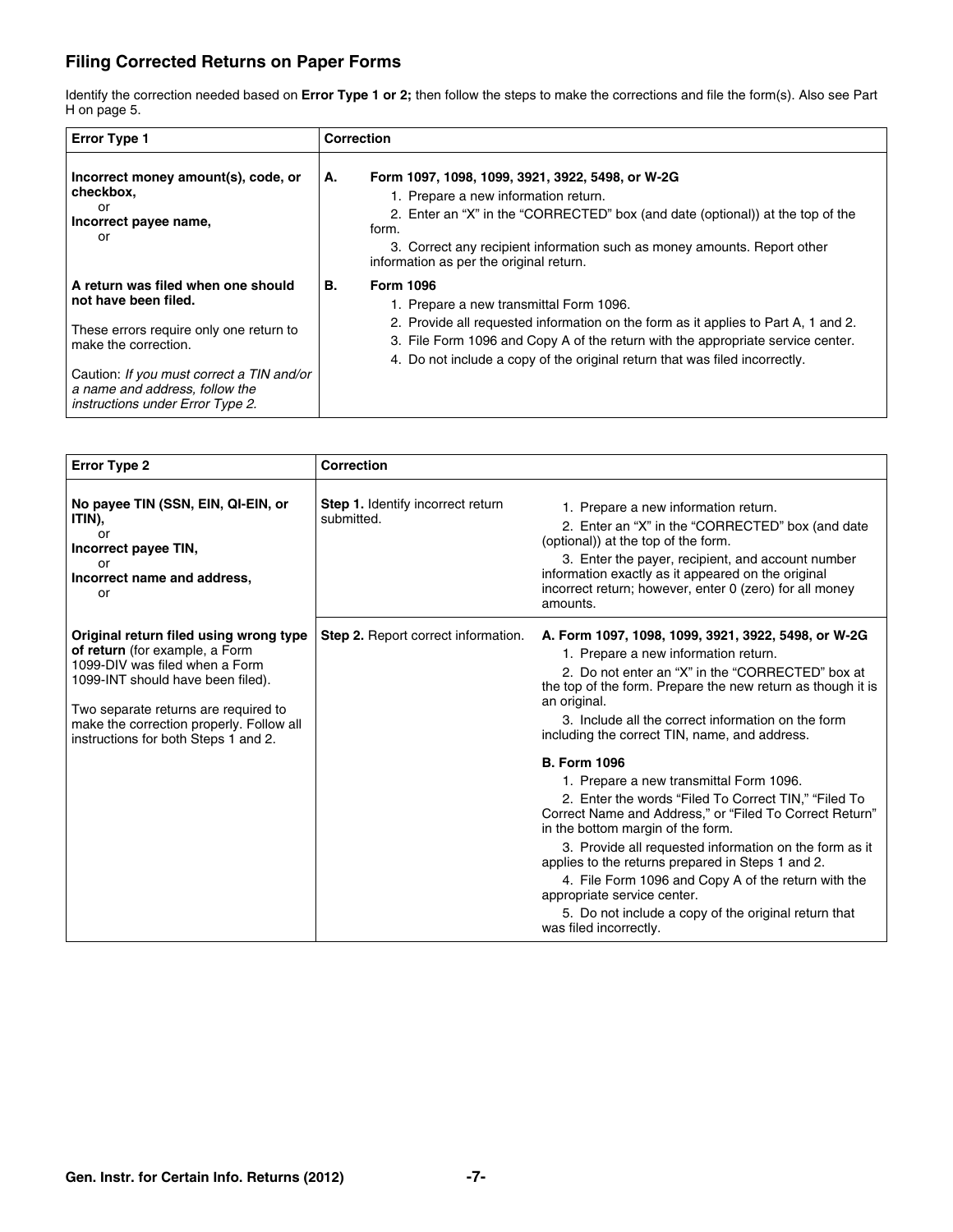## Filing Corrected Returns on Paper Forms

Identify the correction needed based on **Error Type 1 or 2;** then follow the steps to make the corrections and file the form(s). Also see Part H on page 5.

| Error Type 1 | Correction |
| --- | --- |
| **Incorrect money amount(s), code, or checkbox,**<br>or<br>**Incorrect payee name,**<br>or<br><br>**A return was filed when one should not have been filed.**<br><br>These errors require only one return to make the correction.<br><br>Caution: *If you must correct a TIN and/or a name and address, follow the instructions under Error Type 2.* | **A. Form 1097, 1098, 1099, 3921, 3922, 5498, or W-2G**<br>1. Prepare a new information return.<br>2. Enter an "X" in the "CORRECTED" box (and date (optional)) at the top of the form.<br>3. Correct any recipient information such as money amounts. Report other information as per the original return.<br><br>**B. Form 1096**<br>1. Prepare a new transmittal Form 1096.<br>2. Provide all requested information on the form as it applies to Part A, 1 and 2.<br>3. File Form 1096 and Copy A of the return with the appropriate service center.<br>4. Do not include a copy of the original return that was filed incorrectly. |

| Error Type 2 | Correction | |
| --- | --- | --- |
| **No payee TIN (SSN, EIN, QI-EIN, or ITIN),**<br>or<br>**Incorrect payee TIN,**<br>or<br>**Incorrect name and address,**<br>or | **Step 1.** Identify incorrect return submitted. | 1. Prepare a new information return.<br>2. Enter an "X" in the "CORRECTED" box (and date (optional)) at the top of the form.<br>3. Enter the payer, recipient, and account number information exactly as it appeared on the original incorrect return; however, enter 0 (zero) for all money amounts. |
| **Original return filed using wrong type of return** (for example, a Form 1099-DIV was filed when a Form 1099-INT should have been filed).<br><br>Two separate returns are required to make the correction properly. Follow all instructions for both Steps 1 and 2. | **Step 2.** Report correct information. | **A. Form 1097, 1098, 1099, 3921, 3922, 5498, or W-2G**<br>1. Prepare a new information return.<br>2. Do not enter an "X" in the "CORRECTED" box at the top of the form. Prepare the new return as though it is an original.<br>3. Include all the correct information on the form including the correct TIN, name, and address.<br><br>**B. Form 1096**<br>1. Prepare a new transmittal Form 1096.<br>2. Enter the words "Filed To Correct TIN," "Filed To Correct Name and Address," or "Filed To Correct Return" in the bottom margin of the form.<br>3. Provide all requested information on the form as it applies to the returns prepared in Steps 1 and 2.<br>4. File Form 1096 and Copy A of the return with the appropriate service center.<br>5. Do not include a copy of the original return that was filed incorrectly. |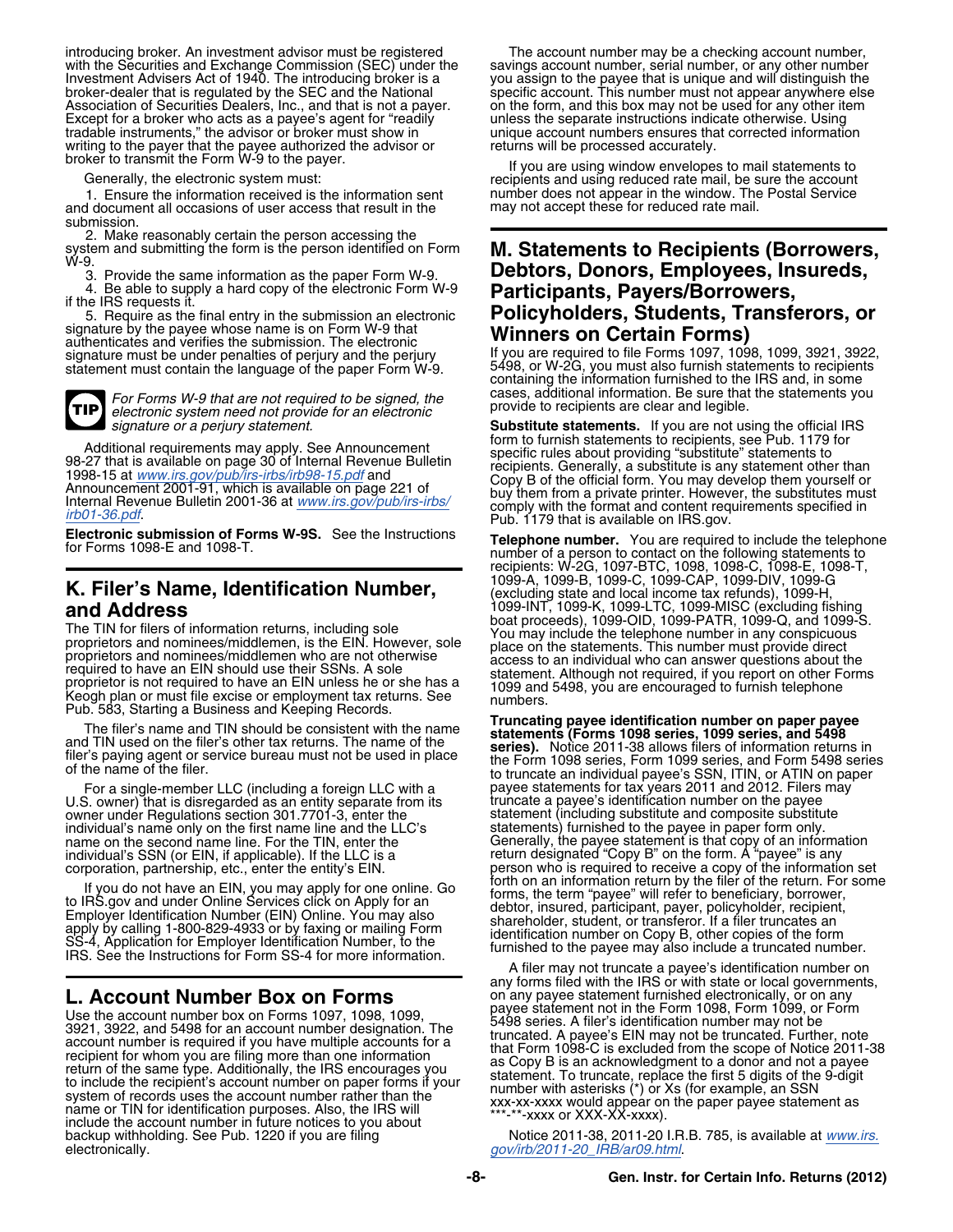introducing broker. An investment advisor must be registered with the Securities and Exchange Commission (SEC) under the Investment Advisers Act of 1940. The introducing broker is a broker-dealer that is regulated by the SEC and the National Association of Securities Dealers, Inc., and that is not a payer. Except for a broker who acts as a payee's agent for "readily tradable instruments," the advisor or broker must show in writing to the payer that the payee authorized the advisor or broker to transmit the Form W-9 to the payer.

Generally, the electronic system must:

1. Ensure the information received is the information sent and document all occasions of user access that result in the submission.
2. Make reasonably certain the person accessing the system and submitting the form is the person identified on Form W-9.
3. Provide the same information as the paper Form W-9.
4. Be able to supply a hard copy of the electronic Form W-9 if the IRS requests it.
5. Require as the final entry in the submission an electronic signature by the payee whose name is on Form W-9 that authenticates and verifies the submission. The electronic signature must be under penalties of perjury and the perjury statement must contain the language of the paper Form W-9.

**TIP** *For Forms W-9 that are not required to be signed, the electronic system need not provide for an electronic signature or a perjury statement.*

Additional requirements may apply. See Announcement 98-27 that is available on page 30 of Internal Revenue Bulletin 1998-15 at *www.irs.gov/pub/irs-irbs/irb98-15.pdf* and Announcement 2001-91, which is available on page 221 of Internal Revenue Bulletin 2001-36 at *www.irs.gov/pub/irs-irbs/irb01-36.pdf*.

**Electronic submission of Forms W-9S.** See the Instructions for Forms 1098-E and 1098-T.

## K. Filer's Name, Identification Number, and Address

The TIN for filers of information returns, including sole proprietors and nominees/middlemen, is the EIN. However, sole proprietors and nominees/middlemen who are not otherwise required to have an EIN should use their SSNs. A sole proprietor is not required to have an EIN unless he or she has a Keogh plan or must file excise or employment tax returns. See Pub. 583, Starting a Business and Keeping Records.

The filer's name and TIN should be consistent with the name and TIN used on the filer's other tax returns. The name of the filer's paying agent or service bureau must not be used in place of the name of the filer.

For a single-member LLC (including a foreign LLC with a U.S. owner) that is disregarded as an entity separate from its owner under Regulations section 301.7701-3, enter the individual's name only on the first name line and the LLC's name on the second name line. For the TIN, enter the individual's SSN (or EIN, if applicable). If the LLC is a corporation, partnership, etc., enter the entity's EIN.

If you do not have an EIN, you may apply for one online. Go to IRS.gov and under Online Services click on Apply for an Employer Identification Number (EIN) Online. You may also apply by calling 1-800-829-4933 or by faxing or mailing Form SS-4, Application for Employer Identification Number, to the IRS. See the Instructions for Form SS-4 for more information.

## L. Account Number Box on Forms

Use the account number box on Forms 1097, 1098, 1099, 3921, 3922, and 5498 for an account number designation. The account number is required if you have multiple accounts for a recipient for whom you are filing more than one information return of the same type. Additionally, the IRS encourages you to include the recipient's account number on paper forms if your system of records uses the account number rather than the name or TIN for identification purposes. Also, the IRS will include the account number in future notices to you about backup withholding. See Pub. 1220 if you are filing electronically.

The account number may be a checking account number, savings account number, serial number, or any other number you assign to the payee that is unique and will distinguish the specific account. This number must not appear anywhere else on the form, and this box may not be used for any other item unless the separate instructions indicate otherwise. Using unique account numbers ensures that corrected information returns will be processed accurately.

If you are using window envelopes to mail statements to recipients and using reduced rate mail, be sure the account number does not appear in the window. The Postal Service may not accept these for reduced rate mail.

## M. Statements to Recipients (Borrowers, Debtors, Donors, Employees, Insureds, Participants, Payers/Borrowers, Policyholders, Students, Transferors, or Winners on Certain Forms)

If you are required to file Forms 1097, 1098, 1099, 3921, 3922, 5498, or W-2G, you must also furnish statements to recipients containing the information furnished to the IRS and, in some cases, additional information. Be sure that the statements you provide to recipients are clear and legible.

**Substitute statements.** If you are not using the official IRS form to furnish statements to recipients, see Pub. 1179 for specific rules about providing "substitute" statements to recipients. Generally, a substitute is any statement other than Copy B of the official form. You may develop them yourself or buy them from a private printer. However, the substitutes must comply with the format and content requirements specified in Pub. 1179 that is available on IRS.gov.

**Telephone number.** You are required to include the telephone number of a person to contact on the following statements to recipients: W-2G, 1097-BTC, 1098, 1098-C, 1098-E, 1098-T, 1099-A, 1099-B, 1099-C, 1099-CAP, 1099-DIV, 1099-G (excluding state and local income tax refunds), 1099-H, 1099-INT, 1099-K, 1099-LTC, 1099-MISC (excluding fishing boat proceeds), 1099-OID, 1099-PATR, 1099-Q, and 1099-S. You may include the telephone number in any conspicuous place on the statements. This number must provide direct access to an individual who can answer questions about the statement. Although not required, if you report on other Forms 1099 and 5498, you are encouraged to furnish telephone numbers.

**Truncating payee identification number on paper payee statements (Forms 1098 series, 1099 series, and 5498 series).** Notice 2011-38 allows filers of information returns in the Form 1098 series, Form 1099 series, and Form 5498 series to truncate an individual payee's SSN, ITIN, or ATIN on paper payee statements for tax years 2011 and 2012. Filers may truncate a payee's identification number on the payee statement (including substitute and composite substitute statements) furnished to the payee in paper form only. Generally, the payee statement is that copy of an information return designated "Copy B" on the form. A "payee" is any person who is required to receive a copy of the information set forth on an information return by the filer of the return. For some forms, the term "payee" will refer to beneficiary, borrower, debtor, insured, participant, payer, policyholder, recipient, shareholder, student, or transferor. If a filer truncates an identification number on Copy B, other copies of the form furnished to the payee may also include a truncated number.

A filer may not truncate a payee's identification number on any forms filed with the IRS or with state or local governments, on any payee statement furnished electronically, or on any payee statement not in the Form 1098, Form 1099, or Form 5498 series. A filer's identification number may not be truncated. A payee's EIN may not be truncated. Further, note that Form 1098-C is excluded from the scope of Notice 2011-38 as Copy B is an acknowledgment to a donor and not a payee statement. To truncate, replace the first 5 digits of the 9-digit number with asterisks (*) or Xs (for example, an SSN xxx-xx-xxxx would appear on the paper payee statement as ***-**-xxxx or XXX-XX-xxxx).

Notice 2011-38, 2011-20 I.R.B. 785, is available at *www.irs.gov/irb/2011-20_IRB/ar09.html*.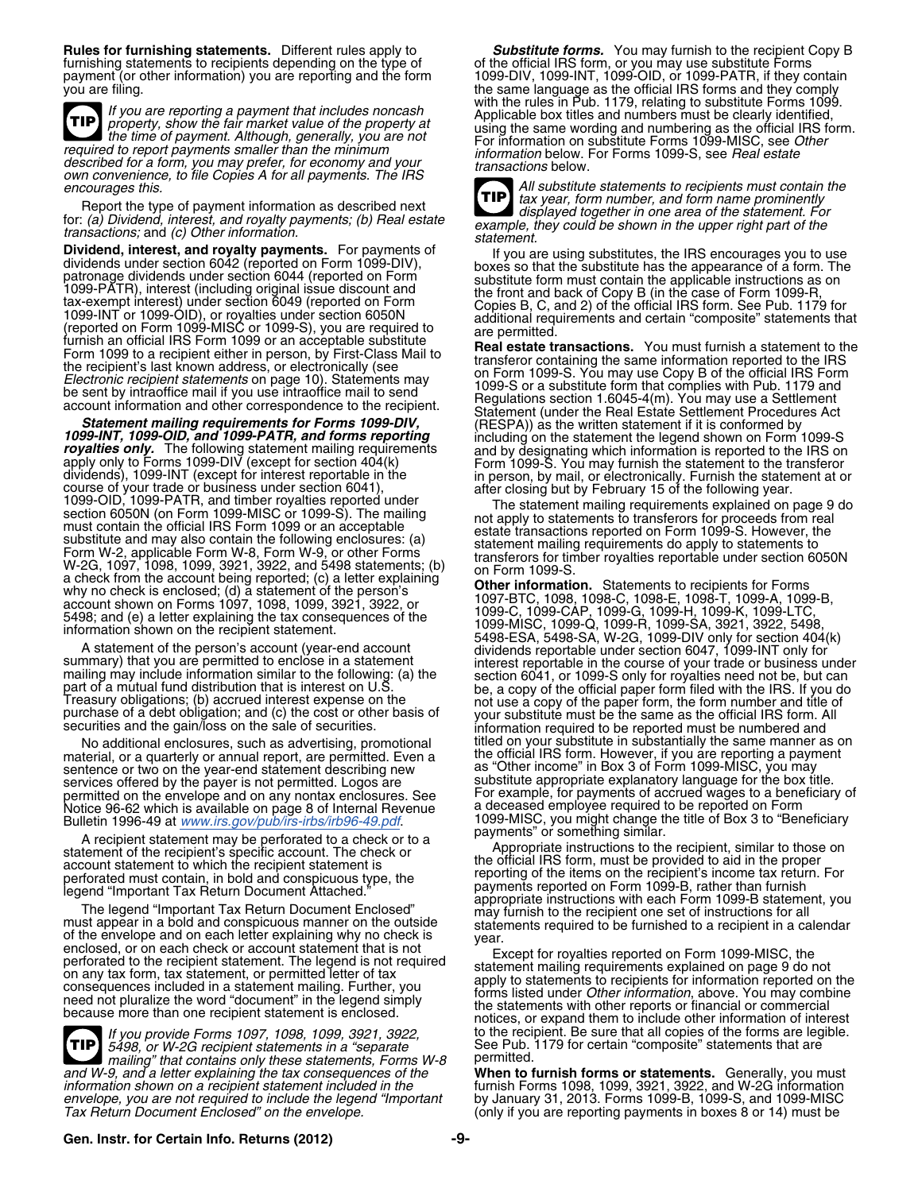**Rules for furnishing statements.** Different rules apply to furnishing statements to recipients depending on the type of payment (or other information) you are reporting and the form you are filing.

> **TIP** *If you are reporting a payment that includes noncash property, show the fair market value of the property at the time of payment. Although, generally, you are not required to report payments smaller than the minimum described for a form, you may prefer, for economy and your own convenience, to file Copies A for all payments. The IRS encourages this.*

Report the type of payment information as described next for: *(a) Dividend, interest, and royalty payments; (b) Real estate transactions;* and *(c) Other information.*

**Dividend, interest, and royalty payments.** For payments of dividends under section 6042 (reported on Form 1099-DIV), patronage dividends under section 6044 (reported on Form 1099-PATR), interest (including original issue discount and tax-exempt interest) under section 6049 (reported on Form 1099-INT or 1099-OID), or royalties under section 6050N (reported on Form 1099-MISC or 1099-S), you are required to furnish an official IRS Form 1099 or an acceptable substitute Form 1099 to a recipient either in person, by First-Class Mail to the recipient's last known address, or electronically (see *Electronic recipient statements* on page 10). Statements may be sent by intraoffice mail if you use intraoffice mail to send account information and other correspondence to the recipient.

***Statement mailing requirements for Forms 1099-DIV, 1099-INT, 1099-OID, and 1099-PATR, and forms reporting royalties only.*** The following statement mailing requirements apply only to Forms 1099-DIV (except for section 404(k) dividends), 1099-INT (except for interest reportable in the course of your trade or business under section 6041), 1099-OID, 1099-PATR, and timber royalties reported under section 6050N (on Form 1099-MISC or 1099-S). The mailing must contain the official IRS Form 1099 or an acceptable substitute and may also contain the following enclosures: (a) Form W-2, applicable Form W-8, Form W-9, or other Forms W-2G, 1097, 1098, 1099, 3921, 3922, and 5498 statements; (b) a check from the account being reported; (c) a letter explaining why no check is enclosed; (d) a statement of the person's account shown on Forms 1097, 1098, 1099, 3921, 3922, or 5498; and (e) a letter explaining the tax consequences of the information shown on the recipient statement.

A statement of the person's account (year-end account summary) that you are permitted to enclose in a statement mailing may include information similar to the following: (a) the part of a mutual fund distribution that is interest on U.S. Treasury obligations; (b) accrued interest expense on the purchase of a debt obligation; and (c) the cost or other basis of securities and the gain/loss on the sale of securities.

No additional enclosures, such as advertising, promotional material, or a quarterly or annual report, are permitted. Even a sentence or two on the year-end statement describing new services offered by the payer is not permitted. Logos are permitted on the envelope and on any nontax enclosures. See Notice 96-62 which is available on page 8 of Internal Revenue Bulletin 1996-49 at *www.irs.gov/pub/irs-irbs/irb96-49.pdf*.

A recipient statement may be perforated to a check or to a statement of the recipient's specific account. The check or account statement to which the recipient statement is perforated must contain, in bold and conspicuous type, the legend "Important Tax Return Document Attached."

The legend "Important Tax Return Document Enclosed" must appear in a bold and conspicuous manner on the outside of the envelope and on each letter explaining why no check is enclosed, or on each check or account statement that is not perforated to the recipient statement. The legend is not required on any tax form, tax statement, or permitted letter of tax consequences included in a statement mailing. Further, you need not pluralize the word "document" in the legend simply because more than one recipient statement is enclosed.

> **TIP** *If you provide Forms 1097, 1098, 1099, 3921, 3922, 5498, or W-2G recipient statements in a "separate mailing" that contains only these statements, Forms W-8 and W-9, and a letter explaining the tax consequences of the information shown on a recipient statement included in the envelope, you are not required to include the legend "Important Tax Return Document Enclosed" on the envelope.*

***Substitute forms.*** You may furnish to the recipient Copy B of the official IRS form, or you may use substitute Forms 1099-DIV, 1099-INT, 1099-OID, or 1099-PATR, if they contain the same language as the official IRS forms and they comply with the rules in Pub. 1179, relating to substitute Forms 1099. Applicable box titles and numbers must be clearly identified, using the same wording and numbering as the official IRS form. For information on substitute Forms 1099-MISC, see *Other information* below. For Forms 1099-S, see *Real estate transactions* below.

> **TIP** *All substitute statements to recipients must contain the tax year, form number, and form name prominently displayed together in one area of the statement. For example, they could be shown in the upper right part of the statement.*

If you are using substitutes, the IRS encourages you to use boxes so that the substitute has the appearance of a form. The substitute form must contain the applicable instructions as on the front and back of Copy B (in the case of Form 1099-R, Copies B, C, and 2) of the official IRS form. See Pub. 1179 for additional requirements and certain "composite" statements that are permitted.

**Real estate transactions.** You must furnish a statement to the transferor containing the same information reported to the IRS on Form 1099-S. You may use Copy B of the official IRS Form 1099-S or a substitute form that complies with Pub. 1179 and Regulations section 1.6045-4(m). You may use a Settlement Statement (under the Real Estate Settlement Procedures Act (RESPA)) as the written statement if it is conformed by including on the statement the legend shown on Form 1099-S and by designating which information is reported to the IRS on Form 1099-S. You may furnish the statement to the transferor in person, by mail, or electronically. Furnish the statement at or after closing but by February 15 of the following year.

The statement mailing requirements explained on page 9 do not apply to statements to transferors for proceeds from real estate transactions reported on Form 1099-S. However, the statement mailing requirements do apply to statements to transferors for timber royalties reportable under section 6050N on Form 1099-S.

**Other information.** Statements to recipients for Forms 1097-BTC, 1098, 1098-C, 1098-E, 1098-T, 1099-A, 1099-B, 1099-C, 1099-CAP, 1099-G, 1099-H, 1099-K, 1099-LTC, 1099-MISC, 1099-Q, 1099-R, 1099-SA, 3921, 3922, 5498, 5498-ESA, 5498-SA, W-2G, 1099-DIV only for section 404(k) dividends reportable under section 6047, 1099-INT only for interest reportable in the course of your trade or business under section 6041, or 1099-S only for royalties need not be, but can be, a copy of the official paper form filed with the IRS. If you do not use a copy of the paper form, the form number and title of your substitute must be the same as the official IRS form. All information required to be reported must be numbered and titled on your substitute in substantially the same manner as on the official IRS form. However, if you are reporting a payment as "Other income" in Box 3 of Form 1099-MISC, you may substitute appropriate explanatory language for the box title. For example, for payments of accrued wages to a beneficiary of a deceased employee required to be reported on Form 1099-MISC, you might change the title of Box 3 to "Beneficiary payments" or something similar.

Appropriate instructions to the recipient, similar to those on the official IRS form, must be provided to aid in the proper reporting of the items on the recipient's income tax return. For payments reported on Form 1099-B, rather than furnish appropriate instructions with each Form 1099-B statement, you may furnish to the recipient one set of instructions for all statements required to be furnished to a recipient in a calendar year.

Except for royalties reported on Form 1099-MISC, the statement mailing requirements explained on page 9 do not apply to statements to recipients for information reported on the forms listed under *Other information*, above. You may combine the statements with other reports or financial or commercial notices, or expand them to include other information of interest to the recipient. Be sure that all copies of the forms are legible. See Pub. 1179 for certain "composite" statements that are permitted.

**When to furnish forms or statements.** Generally, you must furnish Forms 1098, 1099, 3921, 3922, and W-2G information by January 31, 2013. Forms 1099-B, 1099-S, and 1099-MISC (only if you are reporting payments in boxes 8 or 14) must be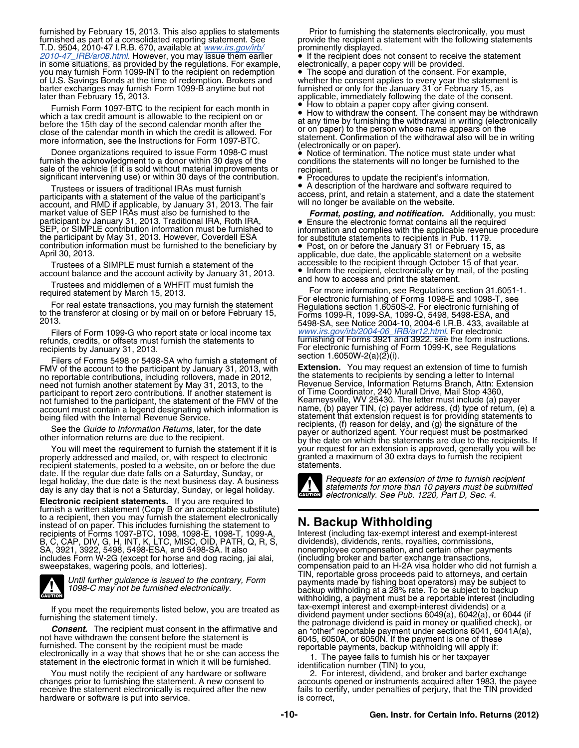furnished by February 15, 2013. This also applies to statements furnished as part of a consolidated reporting statement. See T.D. 9504, 2010-47 I.R.B. 670, available at www.irs.gov/irb/2010-47_IRB/ar08.html. However, you may issue them earlier in some situations, as provided by the regulations. For example, you may furnish Form 1099-INT to the recipient on redemption of U.S. Savings Bonds at the time of redemption. Brokers and barter exchanges may furnish Form 1099-B anytime but not later than February 15, 2013.

Furnish Form 1097-BTC to the recipient for each month in which a tax credit amount is allowable to the recipient on or before the 15th day of the second calendar month after the close of the calendar month in which the credit is allowed. For more information, see the Instructions for Form 1097-BTC.

Donee organizations required to issue Form 1098-C must furnish the acknowledgment to a donor within 30 days of the sale of the vehicle (if it is sold without material improvements or significant intervening use) or within 30 days of the contribution.

Trustees or issuers of traditional IRAs must furnish participants with a statement of the value of the participant's account, and RMD if applicable, by January 31, 2013. The fair market value of SEP IRAs must also be furnished to the participant by January 31, 2013. Traditional IRA, Roth IRA, SEP, or SIMPLE contribution information must be furnished to the participant by May 31, 2013. However, Coverdell ESA contribution information must be furnished to the beneficiary by April 30, 2013.

Trustees of a SIMPLE must furnish a statement of the account balance and the account activity by January 31, 2013.

Trustees and middlemen of a WHFIT must furnish the required statement by March 15, 2013.

For real estate transactions, you may furnish the statement to the transferor at closing or by mail on or before February 15, 2013.

Filers of Form 1099-G who report state or local income tax refunds, credits, or offsets must furnish the statements to recipients by January 31, 2013.

Filers of Forms 5498 or 5498-SA who furnish a statement of FMV of the account to the participant by January 31, 2013, with no reportable contributions, including rollovers, made in 2012, need not furnish another statement by May 31, 2013, to the participant to report zero contributions. If another statement is not furnished to the participant, the statement of the FMV of the account must contain a legend designating which information is being filed with the Internal Revenue Service.

See the *Guide to Information Returns*, later, for the date other information returns are due to the recipient.

You will meet the requirement to furnish the statement if it is properly addressed and mailed, or, with respect to electronic recipient statements, posted to a website, on or before the due date. If the regular due date falls on a Saturday, Sunday, or legal holiday, the due date is the next business day. A business day is any day that is not a Saturday, Sunday, or legal holiday.

**Electronic recipient statements.** If you are required to furnish a written statement (Copy B or an acceptable substitute) to a recipient, then you may furnish the statement electronically instead of on paper. This includes furnishing the statement to recipients of Forms 1097-BTC, 1098, 1098-E, 1098-T, 1099-A, B, C, CAP, DIV, G, H, INT, K, LTC, MISC, OID, PATR, Q, R, S, SA, 3921, 3922, 5498, 5498-ESA, and 5498-SA. It also includes Form W-2G (except for horse and dog racing, jai alai, sweepstakes, wagering pools, and lotteries).

CAUTION: *Until further guidance is issued to the contrary, Form 1098-C may not be furnished electronically.*

If you meet the requirements listed below, you are treated as furnishing the statement timely.

***Consent.*** The recipient must consent in the affirmative and not have withdrawn the consent before the statement is furnished. The consent by the recipient must be made electronically in a way that shows that he or she can access the statement in the electronic format in which it will be furnished.

You must notify the recipient of any hardware or software changes prior to furnishing the statement. A new consent to receive the statement electronically is required after the new hardware or software is put into service.

Prior to furnishing the statements electronically, you must provide the recipient a statement with the following statements prominently displayed.

- If the recipient does not consent to receive the statement electronically, a paper copy will be provided.
- The scope and duration of the consent. For example, whether the consent applies to every year the statement is furnished or only for the January 31 or February 15, as applicable, immediately following the date of the consent.
- How to obtain a paper copy after giving consent.
- How to withdraw the consent. The consent may be withdrawn at any time by furnishing the withdrawal in writing (electronically or on paper) to the person whose name appears on the statement. Confirmation of the withdrawal also will be in writing (electronically or on paper).
- Notice of termination. The notice must state under what conditions the statements will no longer be furnished to the recipient.
- Procedures to update the recipient's information.
- A description of the hardware and software required to access, print, and retain a statement, and a date the statement will no longer be available on the website.

***Format, posting, and notification.*** Additionally, you must:

- Ensure the electronic format contains all the required information and complies with the applicable revenue procedure for substitute statements to recipients in Pub. 1179.
- Post, on or before the January 31 or February 15, as applicable, due date, the applicable statement on a website accessible to the recipient through October 15 of that year.
- Inform the recipient, electronically or by mail, of the posting and how to access and print the statement.

For more information, see Regulations section 31.6051-1. For electronic furnishing of Forms 1098-E and 1098-T, see Regulations section 1.6050S-2. For electronic furnishing of Forms 1099-R, 1099-SA, 1099-Q, 5498, 5498-ESA, and 5498-SA, see Notice 2004-10, 2004-6 I.R.B. 433, available at www.irs.gov/irb/2004-06_IRB/ar12.html. For electronic furnishing of Forms 3921 and 3922, see the form instructions. For electronic furnishing of Form 1099-K, see Regulations section 1.6050W-2(a)(2)(i).

**Extension.** You may request an extension of time to furnish the statements to recipients by sending a letter to Internal Revenue Service, Information Returns Branch, Attn: Extension of Time Coordinator, 240 Murall Drive, Mail Stop 4360, Kearneysville, WV 25430. The letter must include (a) payer name, (b) payer TIN, (c) payer address, (d) type of return, (e) a statement that extension request is for providing statements to recipients, (f) reason for delay, and (g) the signature of the payer or authorized agent. Your request must be postmarked by the date on which the statements are due to the recipients. If your request for an extension is approved, generally you will be granted a maximum of 30 extra days to furnish the recipient statements.

CAUTION: *Requests for an extension of time to furnish recipient statements for more than 10 payers must be submitted electronically. See Pub. 1220, Part D, Sec. 4.*

## N. Backup Withholding

Interest (including tax-exempt interest and exempt-interest dividends), dividends, rents, royalties, commissions, nonemployee compensation, and certain other payments (including broker and barter exchange transactions, compensation paid to an H-2A visa holder who did not furnish a TIN, reportable gross proceeds paid to attorneys, and certain payments made by fishing boat operators) may be subject to backup withholding at a 28% rate. To be subject to backup withholding, a payment must be a reportable interest (including tax-exempt interest and exempt-interest dividends) or a dividend payment under sections 6049(a), 6042(a), or 6044 (if the patronage dividend is paid in money or qualified check), or an "other" reportable payment under sections 6041, 6041A(a), 6045, 6050A, or 6050N. If the payment is one of these reportable payments, backup withholding will apply if:

1. The payee fails to furnish his or her taxpayer identification number (TIN) to you,
2. For interest, dividend, and broker and barter exchange accounts opened or instruments acquired after 1983, the payee fails to certify, under penalties of perjury, that the TIN provided is correct,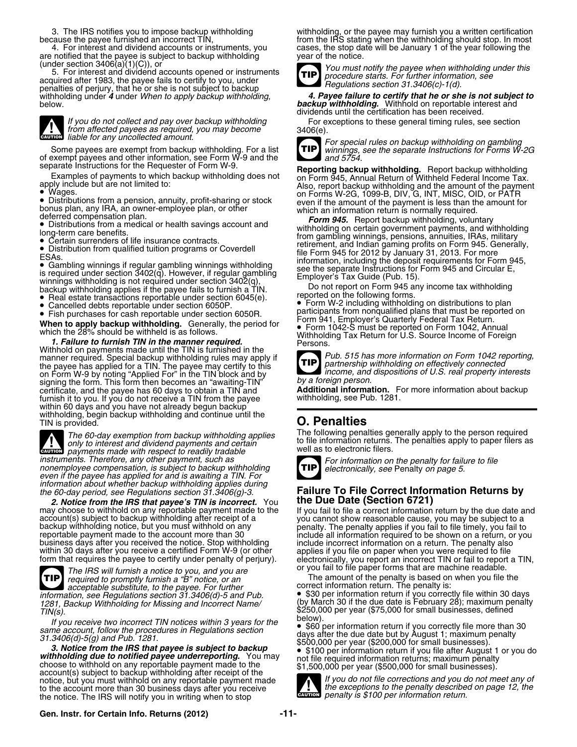3. The IRS notifies you to impose backup withholding because the payee furnished an incorrect TIN,

4. For interest and dividend accounts or instruments, you are notified that the payee is subject to backup withholding (under section 3406(a)(1)(C)), or

5. For interest and dividend accounts opened or instruments acquired after 1983, the payee fails to certify to you, under penalties of perjury, that he or she is not subject to backup withholding under *4* under *When to apply backup withholding*, below.

**CAUTION** *If you do not collect and pay over backup withholding from affected payees as required, you may become liable for any uncollected amount.*

Some payees are exempt from backup withholding. For a list of exempt payees and other information, see Form W-9 and the separate Instructions for the Requester of Form W-9.

Examples of payments to which backup withholding does not apply include but are not limited to:

- Wages.
- Distributions from a pension, annuity, profit-sharing or stock bonus plan, any IRA, an owner-employee plan, or other deferred compensation plan.
- Distributions from a medical or health savings account and long-term care benefits.
- Certain surrenders of life insurance contracts.
- Distribution from qualified tuition programs or Coverdell ESAs.
- Gambling winnings if regular gambling winnings withholding is required under section 3402(q). However, if regular gambling winnings withholding is not required under section 3402(q), backup withholding applies if the payee fails to furnish a TIN.
- Real estate transactions reportable under section 6045(e).
- Cancelled debts reportable under section 6050P.
- Fish purchases for cash reportable under section 6050R.

**When to apply backup withholding.** Generally, the period for which the 28% should be withheld is as follows.

***1. Failure to furnish TIN in the manner required.*** Withhold on payments made until the TIN is furnished in the manner required. Special backup withholding rules may apply if the payee has applied for a TIN. The payee may certify to this on Form W-9 by noting "Applied For" in the TIN block and by signing the form. This form then becomes an "awaiting-TIN" certificate, and the payee has 60 days to obtain a TIN and furnish it to you. If you do not receive a TIN from the payee within 60 days and you have not already begun backup withholding, begin backup withholding and continue until the TIN is provided.

**CAUTION** *The 60-day exemption from backup withholding applies only to interest and dividend payments and certain payments made with respect to readily tradable instruments. Therefore, any other payment, such as nonemployee compensation, is subject to backup withholding even if the payee has applied for and is awaiting a TIN. For information about whether backup withholding applies during the 60-day period, see Regulations section 31.3406(g)-3.*

***2. Notice from the IRS that payee's TIN is incorrect.*** You may choose to withhold on any reportable payment made to the account(s) subject to backup withholding after receipt of a backup withholding notice, but you must withhold on any reportable payment made to the account more than 30 business days after you received the notice. Stop withholding within 30 days after you receive a certified Form W-9 (or other form that requires the payee to certify under penalty of perjury).

**TIP** *The IRS will furnish a notice to you, and you are required to promptly furnish a "B" notice, or an acceptable substitute, to the payee. For further information, see Regulations section 31.3406(d)-5 and Pub. 1281, Backup Withholding for Missing and Incorrect Name/TIN(s).*

*If you receive two incorrect TIN notices within 3 years for the same account, follow the procedures in Regulations section 31.3406(d)-5(g) and Pub. 1281.*

***3. Notice from the IRS that payee is subject to backup withholding due to notified payee underreporting.*** You may choose to withhold on any reportable payment made to the account(s) subject to backup withholding after receipt of the notice, but you must withhold on any reportable payment made to the account more than 30 business days after you receive the notice. The IRS will notify you in writing when to stop withholding, or the payee may furnish you a written certification from the IRS stating when the withholding should stop. In most cases, the stop date will be January 1 of the year following the year of the notice.

**TIP** *You must notify the payee when withholding under this procedure starts. For further information, see Regulations section 31.3406(c)-1(d).*

***4. Payee failure to certify that he or she is not subject to backup withholding.*** Withhold on reportable interest and dividends until the certification has been received.

For exceptions to these general timing rules, see section 3406(e).

**TIP** *For special rules on backup withholding on gambling winnings, see the separate Instructions for Forms W-2G and 5754.*

**Reporting backup withholding.** Report backup withholding on Form 945, Annual Return of Withheld Federal Income Tax. Also, report backup withholding and the amount of the payment on Forms W-2G, 1099-B, DIV, G, INT, MISC, OID, or PATR even if the amount of the payment is less than the amount for which an information return is normally required.

***Form 945.*** Report backup withholding, voluntary withholding on certain government payments, and withholding from gambling winnings, pensions, annuities, IRAs, military retirement, and Indian gaming profits on Form 945. Generally, file Form 945 for 2012 by January 31, 2013. For more information, including the deposit requirements for Form 945, see the separate Instructions for Form 945 and Circular E, Employer's Tax Guide (Pub. 15).

Do not report on Form 945 any income tax withholding reported on the following forms.

- Form W-2 including withholding on distributions to plan participants from nonqualified plans that must be reported on Form 941, Employer's Quarterly Federal Tax Return.
- Form 1042-S must be reported on Form 1042, Annual Withholding Tax Return for U.S. Source Income of Foreign Persons.

**TIP** *Pub. 515 has more information on Form 1042 reporting, partnership withholding on effectively connected income, and dispositions of U.S. real property interests by a foreign person.*

**Additional information.** For more information about backup withholding, see Pub. 1281.

## O. Penalties

The following penalties generally apply to the person required to file information returns. The penalties apply to paper filers as well as to electronic filers.

**TIP** *For information on the penalty for failure to file electronically, see* Penalty *on page 5.*

### Failure To File Correct Information Returns by the Due Date (Section 6721)

If you fail to file a correct information return by the due date and you cannot show reasonable cause, you may be subject to a penalty. The penalty applies if you fail to file timely, you fail to include all information required to be shown on a return, or you include incorrect information on a return. The penalty also applies if you file on paper when you were required to file electronically, you report an incorrect TIN or fail to report a TIN, or you fail to file paper forms that are machine readable.

The amount of the penalty is based on when you file the correct information return. The penalty is:

- $30 per information return if you correctly file within 30 days (by March 30 if the due date is February 28); maximum penalty $250,000 per year ($75,000 for small businesses, defined below).
- $60 per information return if you correctly file more than 30 days after the due date but by August 1; maximum penalty $500,000 per year ($200,000 for small businesses).
- $100 per information return if you file after August 1 or you do not file required information returns; maximum penalty $1,500,000 per year ($500,000 for small businesses).

**CAUTION** *If you do not file corrections and you do not meet any of the exceptions to the penalty described on page 12, the penalty is $100 per information return.*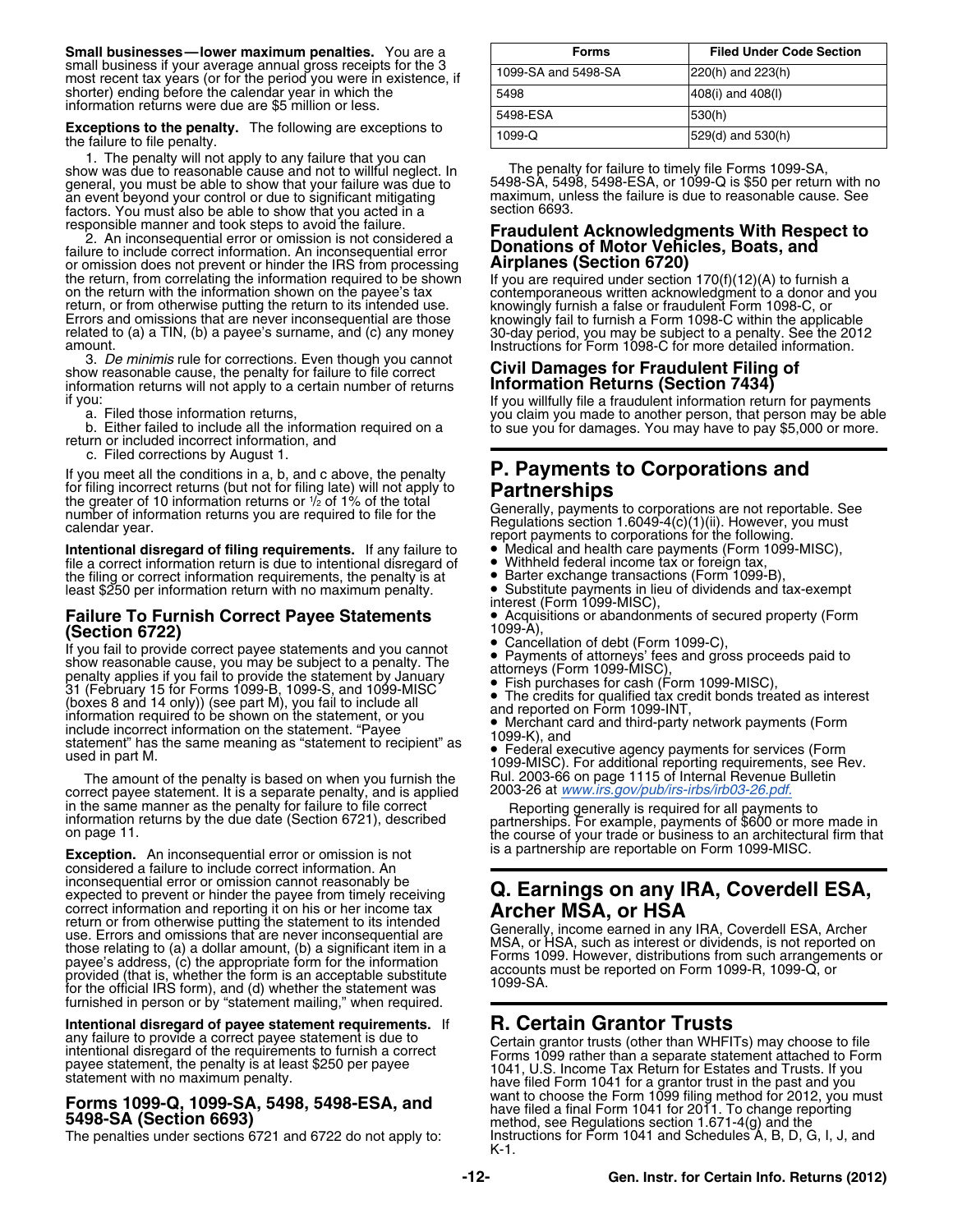**Small businesses—lower maximum penalties.** You are a small business if your average annual gross receipts for the 3 most recent tax years (or for the period you were in existence, if shorter) ending before the calendar year in which the information returns were due are $5 million or less.

**Exceptions to the penalty.** The following are exceptions to the failure to file penalty.

1. The penalty will not apply to any failure that you can show was due to reasonable cause and not to willful neglect. In general, you must be able to show that your failure was due to an event beyond your control or due to significant mitigating factors. You must also be able to show that you acted in a responsible manner and took steps to avoid the failure.

2. An inconsequential error or omission is not considered a failure to include correct information. An inconsequential error or omission does not prevent or hinder the IRS from processing the return, from correlating the information required to be shown on the return with the information shown on the payee's tax return, or from otherwise putting the return to its intended use. Errors and omissions that are never inconsequential are those related to (a) a TIN, (b) a payee's surname, and (c) any money amount.

3. *De minimis* rule for corrections. Even though you cannot show reasonable cause, the penalty for failure to file correct information returns will not apply to a certain number of returns if you:

a. Filed those information returns,

b. Either failed to include all the information required on a return or included incorrect information, and

c. Filed corrections by August 1.

If you meet all the conditions in a, b, and c above, the penalty for filing incorrect returns (but not for filing late) will not apply to the greater of 10 information returns or ½ of 1% of the total number of information returns you are required to file for the calendar year.

**Intentional disregard of filing requirements.** If any failure to file a correct information return is due to intentional disregard of the filing or correct information requirements, the penalty is at least $250 per information return with no maximum penalty.

## Failure To Furnish Correct Payee Statements (Section 6722)

If you fail to provide correct payee statements and you cannot show reasonable cause, you may be subject to a penalty. The penalty applies if you fail to provide the statement by January 31 (February 15 for Forms 1099-B, 1099-S, and 1099-MISC (boxes 8 and 14 only)) (see part M), you fail to include all information required to be shown on the statement, or you include incorrect information on the statement. "Payee statement" has the same meaning as "statement to recipient" as used in part M.

The amount of the penalty is based on when you furnish the correct payee statement. It is a separate penalty, and is applied in the same manner as the penalty for failure to file correct information returns by the due date (Section 6721), described on page 11.

**Exception.** An inconsequential error or omission is not considered a failure to include correct information. An inconsequential error or omission cannot reasonably be expected to prevent or hinder the payee from timely receiving correct information and reporting it on his or her income tax return or from otherwise putting the statement to its intended use. Errors and omissions that are never inconsequential are those relating to (a) a dollar amount, (b) a significant item in a payee's address, (c) the appropriate form for the information provided (that is, whether the form is an acceptable substitute for the official IRS form), and (d) whether the statement was furnished in person or by "statement mailing," when required.

**Intentional disregard of payee statement requirements.** If any failure to provide a correct payee statement is due to intentional disregard of the requirements to furnish a correct payee statement, the penalty is at least $250 per payee statement with no maximum penalty.

## Forms 1099-Q, 1099-SA, 5498, 5498-ESA, and 5498-SA (Section 6693)

The penalties under sections 6721 and 6722 do not apply to:

| Forms | Filed Under Code Section |
|---|---|
| 1099-SA and 5498-SA | 220(h) and 223(h) |
| 5498 | 408(i) and 408(l) |
| 5498-ESA | 530(h) |
| 1099-Q | 529(d) and 530(h) |

The penalty for failure to timely file Forms 1099-SA, 5498-SA, 5498, 5498-ESA, or 1099-Q is $50 per return with no maximum, unless the failure is due to reasonable cause. See section 6693.

## Fraudulent Acknowledgments With Respect to Donations of Motor Vehicles, Boats, and Airplanes (Section 6720)

If you are required under section 170(f)(12)(A) to furnish a contemporaneous written acknowledgment to a donor and you knowingly furnish a false or fraudulent Form 1098-C, or knowingly fail to furnish a Form 1098-C within the applicable 30-day period, you may be subject to a penalty. See the 2012 Instructions for Form 1098-C for more detailed information.

## Civil Damages for Fraudulent Filing of Information Returns (Section 7434)

If you willfully file a fraudulent information return for payments you claim you made to another person, that person may be able to sue you for damages. You may have to pay $5,000 or more.

# P. Payments to Corporations and Partnerships

Generally, payments to corporations are not reportable. See Regulations section 1.6049-4(c)(1)(ii). However, you must report payments to corporations for the following.

- Medical and health care payments (Form 1099-MISC),
- Withheld federal income tax or foreign tax,
- Barter exchange transactions (Form 1099-B),
- Substitute payments in lieu of dividends and tax-exempt interest (Form 1099-MISC),
- Acquisitions or abandonments of secured property (Form 1099-A),
- Cancellation of debt (Form 1099-C),
- Payments of attorneys' fees and gross proceeds paid to attorneys (Form 1099-MISC),
- Fish purchases for cash (Form 1099-MISC),
- The credits for qualified tax credit bonds treated as interest and reported on Form 1099-INT,
- Merchant card and third-party network payments (Form 1099-K), and
- Federal executive agency payments for services (Form 1099-MISC). For additional reporting requirements, see Rev. Rul. 2003-66 on page 1115 of Internal Revenue Bulletin 2003-26 at www.irs.gov/pub/irs-irbs/irb03-26.pdf.

Reporting generally is required for all payments to partnerships. For example, payments of $600 or more made in the course of your trade or business to an architectural firm that is a partnership are reportable on Form 1099-MISC.

# Q. Earnings on any IRA, Coverdell ESA, Archer MSA, or HSA

Generally, income earned in any IRA, Coverdell ESA, Archer MSA, or HSA, such as interest or dividends, is not reported on Forms 1099. However, distributions from such arrangements or accounts must be reported on Form 1099-R, 1099-Q, or 1099-SA.

# R. Certain Grantor Trusts

Certain grantor trusts (other than WHFITs) may choose to file Forms 1099 rather than a separate statement attached to Form 1041, U.S. Income Tax Return for Estates and Trusts. If you have filed Form 1041 for a grantor trust in the past and you want to choose the Form 1099 filing method for 2012, you must have filed a final Form 1041 for 2011. To change reporting method, see Regulations section 1.671-4(g) and the Instructions for Form 1041 and Schedules A, B, D, G, I, J, and K-1.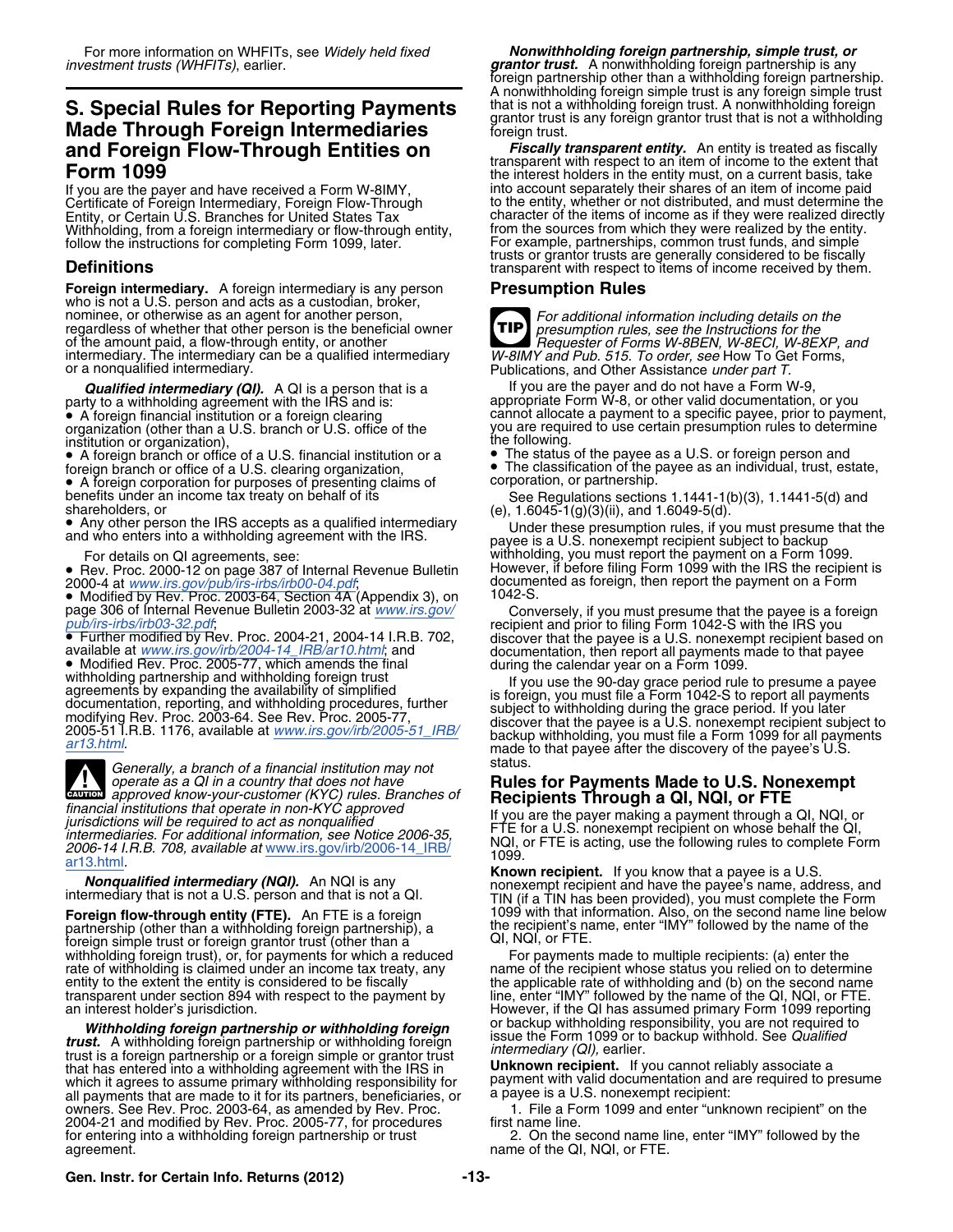For more information on WHFITs, see *Widely held fixed investment trusts (WHFITs)*, earlier.

## S. Special Rules for Reporting Payments Made Through Foreign Intermediaries and Foreign Flow-Through Entities on Form 1099

If you are the payer and have received a Form W-8IMY, Certificate of Foreign Intermediary, Foreign Flow-Through Entity, or Certain U.S. Branches for United States Tax Withholding, from a foreign intermediary or flow-through entity, follow the instructions for completing Form 1099, later.

### Definitions

**Foreign intermediary.** A foreign intermediary is any person who is not a U.S. person and acts as a custodian, broker, nominee, or otherwise as an agent for another person, regardless of whether that other person is the beneficial owner of the amount paid, a flow-through entity, or another intermediary. The intermediary can be a qualified intermediary or a nonqualified intermediary.

***Qualified intermediary (QI).*** A QI is a person that is a party to a withholding agreement with the IRS and is:

- A foreign financial institution or a foreign clearing organization (other than a U.S. branch or U.S. office of the institution or organization),
- A foreign branch or office of a U.S. financial institution or a foreign branch or office of a U.S. clearing organization,
- A foreign corporation for purposes of presenting claims of benefits under an income tax treaty on behalf of its shareholders, or
- Any other person the IRS accepts as a qualified intermediary and who enters into a withholding agreement with the IRS.

For details on QI agreements, see:

- Rev. Proc. 2000-12 on page 387 of Internal Revenue Bulletin 2000-4 at www.irs.gov/pub/irs-irbs/irb00-04.pdf;
- Modified by Rev. Proc. 2003-64, Section 4A (Appendix 3), on page 306 of Internal Revenue Bulletin 2003-32 at www.irs.gov/pub/irs-irbs/irb03-32.pdf;
- Further modified by Rev. Proc. 2004-21, 2004-14 I.R.B. 702, available at www.irs.gov/irb/2004-14_IRB/ar10.html; and
- Modified Rev. Proc. 2005-77, which amends the final withholding partnership and withholding foreign trust agreements by expanding the availability of simplified documentation, reporting, and withholding procedures, further modifying Rev. Proc. 2003-64. See Rev. Proc. 2005-77, 2005-51 I.R.B. 1176, available at www.irs.gov/irb/2005-51_IRB/ar13.html.

CAUTION: *Generally, a branch of a financial institution may not operate as a QI in a country that does not have approved know-your-customer (KYC) rules. Branches of financial institutions that operate in non-KYC approved jurisdictions will be required to act as nonqualified intermediaries. For additional information, see Notice 2006-35, 2006-14 I.R.B. 708, available at* www.irs.gov/irb/2006-14_IRB/ar13.html.

***Nonqualified intermediary (NQI).*** An NQI is any intermediary that is not a U.S. person and that is not a QI.

**Foreign flow-through entity (FTE).** An FTE is a foreign partnership (other than a withholding foreign partnership), a foreign simple trust or foreign grantor trust (other than a withholding foreign trust), or, for payments for which a reduced rate of withholding is claimed under an income tax treaty, any entity to the extent the entity is considered to be fiscally transparent under section 894 with respect to the payment by an interest holder's jurisdiction.

***Withholding foreign partnership or withholding foreign trust.*** A withholding foreign partnership or withholding foreign trust is a foreign partnership or a foreign simple or grantor trust that has entered into a withholding agreement with the IRS in which it agrees to assume primary withholding responsibility for all payments that are made to it for its partners, beneficiaries, or owners. See Rev. Proc. 2003-64, as amended by Rev. Proc. 2004-21 and modified by Rev. Proc. 2005-77, for procedures for entering into a withholding foreign partnership or trust agreement.

***Nonwithholding foreign partnership, simple trust, or grantor trust.*** A nonwithholding foreign partnership is any foreign partnership other than a withholding foreign partnership. A nonwithholding foreign simple trust is any foreign simple trust that is not a withholding foreign trust. A nonwithholding foreign grantor trust is any foreign grantor trust that is not a withholding foreign trust.

***Fiscally transparent entity.*** An entity is treated as fiscally transparent with respect to an item of income to the extent that the interest holders in the entity must, on a current basis, take into account separately their shares of an item of income paid to the entity, whether or not distributed, and must determine the character of the items of income as if they were realized directly from the sources from which they were realized by the entity. For example, partnerships, common trust funds, and simple trusts or grantor trusts are generally considered to be fiscally transparent with respect to items of income received by them.

### Presumption Rules

TIP: *For additional information including details on the presumption rules, see the Instructions for the Requester of Forms W-8BEN, W-8ECI, W-8EXP, and W-8IMY and Pub. 515. To order, see* How To Get Forms, Publications, and Other Assistance *under part T.*

If you are the payer and do not have a Form W-9, appropriate Form W-8, or other valid documentation, or you cannot allocate a payment to a specific payee, prior to payment, you are required to use certain presumption rules to determine the following.

- The status of the payee as a U.S. or foreign person and
- The classification of the payee as an individual, trust, estate, corporation, or partnership.

See Regulations sections 1.1441-1(b)(3), 1.1441-5(d) and (e), 1.6045-1(g)(3)(ii), and 1.6049-5(d).

Under these presumption rules, if you must presume that the payee is a U.S. nonexempt recipient subject to backup withholding, you must report the payment on a Form 1099. However, if before filing Form 1099 with the IRS the recipient is documented as foreign, then report the payment on a Form 1042-S.

Conversely, if you must presume that the payee is a foreign recipient and prior to filing Form 1042-S with the IRS you discover that the payee is a U.S. nonexempt recipient based on documentation, then report all payments made to that payee during the calendar year on a Form 1099.

If you use the 90-day grace period rule to presume a payee is foreign, you must file a Form 1042-S to report all payments subject to withholding during the grace period. If you later discover that the payee is a U.S. nonexempt recipient subject to backup withholding, you must file a Form 1099 for all payments made to that payee after the discovery of the payee's U.S. status.

### Rules for Payments Made to U.S. Nonexempt Recipients Through a QI, NQI, or FTE

If you are the payer making a payment through a QI, NQI, or FTE for a U.S. nonexempt recipient on whose behalf the QI, NQI, or FTE is acting, use the following rules to complete Form 1099.

**Known recipient.** If you know that a payee is a U.S. nonexempt recipient and have the payee's name, address, and TIN (if a TIN has been provided), you must complete the Form 1099 with that information. Also, on the second name line below the recipient's name, enter "IMY" followed by the name of the QI, NQI, or FTE.

For payments made to multiple recipients: (a) enter the name of the recipient whose status you relied on to determine the applicable rate of withholding and (b) on the second name line, enter "IMY" followed by the name of the QI, NQI, or FTE. However, if the QI has assumed primary Form 1099 reporting or backup withholding responsibility, you are not required to issue the Form 1099 or to backup withhold. See *Qualified intermediary (QI),* earlier.

**Unknown recipient.** If you cannot reliably associate a payment with valid documentation and are required to presume a payee is a U.S. nonexempt recipient:

1. File a Form 1099 and enter "unknown recipient" on the first name line.
2. On the second name line, enter "IMY" followed by the name of the QI, NQI, or FTE.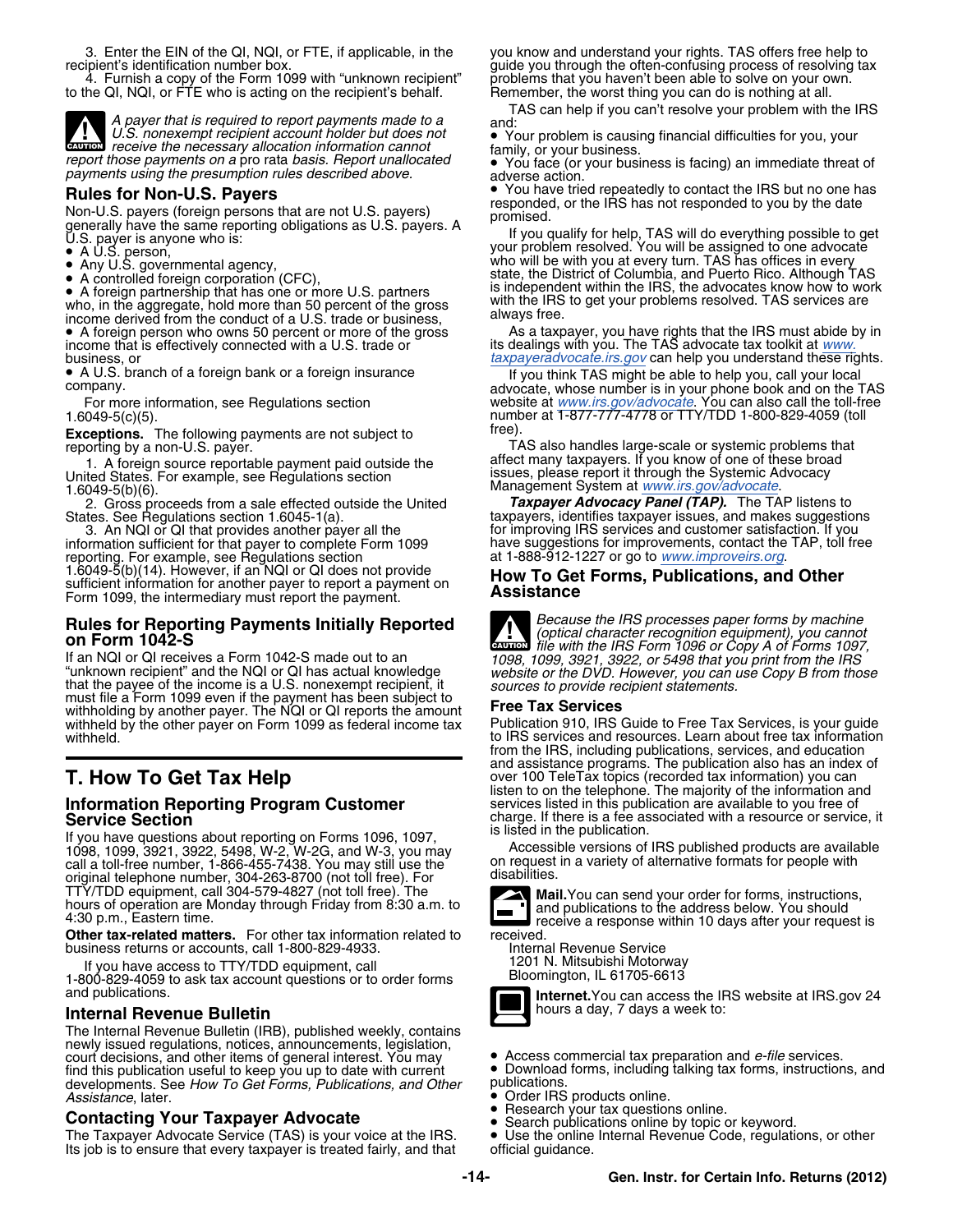3. Enter the EIN of the QI, NQI, or FTE, if applicable, in the recipient's identification number box.

4. Furnish a copy of the Form 1099 with "unknown recipient" to the QI, NQI, or FTE who is acting on the recipient's behalf.

**CAUTION** *A payer that is required to report payments made to a U.S. nonexempt recipient account holder but does not receive the necessary allocation information cannot report those payments on a* pro rata *basis. Report unallocated payments using the presumption rules described above.*

### Rules for Non-U.S. Payers

Non-U.S. payers (foreign persons that are not U.S. payers) generally have the same reporting obligations as U.S. payers. A U.S. payer is anyone who is:

- A U.S. person,
- Any U.S. governmental agency,
- A controlled foreign corporation (CFC),
- A foreign partnership that has one or more U.S. partners who, in the aggregate, hold more than 50 percent of the gross income derived from the conduct of a U.S. trade or business,
- A foreign person who owns 50 percent or more of the gross income that is effectively connected with a U.S. trade or business, or
- A U.S. branch of a foreign bank or a foreign insurance company.

For more information, see Regulations section 1.6049-5(c)(5).

**Exceptions.** The following payments are not subject to reporting by a non-U.S. payer.

1. A foreign source reportable payment paid outside the United States. For example, see Regulations section 1.6049-5(b)(6).

2. Gross proceeds from a sale effected outside the United States. See Regulations section 1.6045-1(a).

3. An NQI or QI that provides another payer all the information sufficient for that payer to complete Form 1099 reporting. For example, see Regulations section 1.6049-5(b)(14). However, if an NQI or QI does not provide sufficient information for another payer to report a payment on Form 1099, the intermediary must report the payment.

### Rules for Reporting Payments Initially Reported on Form 1042-S

If an NQI or QI receives a Form 1042-S made out to an "unknown recipient" and the NQI or QI has actual knowledge that the payee of the income is a U.S. nonexempt recipient, it must file a Form 1099 even if the payment has been subject to withholding by another payer. The NQI or QI reports the amount withheld by the other payer on Form 1099 as federal income tax withheld.

## T. How To Get Tax Help

### Information Reporting Program Customer Service Section

If you have questions about reporting on Forms 1096, 1097, 1098, 1099, 3921, 3922, 5498, W-2, W-2G, and W-3, you may call a toll-free number, 1-866-455-7438. You may still use the original telephone number, 304-263-8700 (not toll free). For TTY/TDD equipment, call 304-579-4827 (not toll free). The hours of operation are Monday through Friday from 8:30 a.m. to 4:30 p.m., Eastern time.

**Other tax-related matters.** For other tax information related to business returns or accounts, call 1-800-829-4933.

If you have access to TTY/TDD equipment, call 1-800-829-4059 to ask tax account questions or to order forms and publications.

### Internal Revenue Bulletin

The Internal Revenue Bulletin (IRB), published weekly, contains newly issued regulations, notices, announcements, legislation, court decisions, and other items of general interest. You may find this publication useful to keep you up to date with current developments. See *How To Get Forms, Publications, and Other Assistance*, later.

### Contacting Your Taxpayer Advocate

The Taxpayer Advocate Service (TAS) is your voice at the IRS. Its job is to ensure that every taxpayer is treated fairly, and that you know and understand your rights. TAS offers free help to guide you through the often-confusing process of resolving tax problems that you haven't been able to solve on your own. Remember, the worst thing you can do is nothing at all.

TAS can help if you can't resolve your problem with the IRS and:

- Your problem is causing financial difficulties for you, your family, or your business.
- You face (or your business is facing) an immediate threat of adverse action.
- You have tried repeatedly to contact the IRS but no one has responded, or the IRS has not responded to you by the date promised.

If you qualify for help, TAS will do everything possible to get your problem resolved. You will be assigned to one advocate who will be with you at every turn. TAS has offices in every state, the District of Columbia, and Puerto Rico. Although TAS is independent within the IRS, the advocates know how to work with the IRS to get your problems resolved. TAS services are always free.

As a taxpayer, you have rights that the IRS must abide by in its dealings with you. The TAS advocate tax toolkit at *www.taxpayeradvocate.irs.gov* can help you understand these rights.

If you think TAS might be able to help you, call your local advocate, whose number is in your phone book and on the TAS website at *www.irs.gov/advocate*. You can also call the toll-free number at 1-877-777-4778 or TTY/TDD 1-800-829-4059 (toll free).

TAS also handles large-scale or systemic problems that affect many taxpayers. If you know of one of these broad issues, please report it through the Systemic Advocacy Management System at *www.irs.gov/advocate*.

***Taxpayer Advocacy Panel (TAP).*** The TAP listens to taxpayers, identifies taxpayer issues, and makes suggestions for improving IRS services and customer satisfaction. If you have suggestions for improvements, contact the TAP, toll free at 1-888-912-1227 or go to *www.improveirs.org*.

### How To Get Forms, Publications, and Other Assistance

**CAUTION** *Because the IRS processes paper forms by machine (optical character recognition equipment), you cannot file with the IRS Form 1096 or Copy A of Forms 1097, 1098, 1099, 3921, 3922, or 5498 that you print from the IRS website or the DVD. However, you can use Copy B from those sources to provide recipient statements.*

### Free Tax Services

Publication 910, IRS Guide to Free Tax Services, is your guide to IRS services and resources. Learn about free tax information from the IRS, including publications, services, and education and assistance programs. The publication also has an index of over 100 TeleTax topics (recorded tax information) you can listen to on the telephone. The majority of the information and services listed in this publication are available to you free of charge. If there is a fee associated with a resource or service, it is listed in the publication.

Accessible versions of IRS published products are available on request in a variety of alternative formats for people with disabilities.

**Mail.** You can send your order for forms, instructions, and publications to the address below. You should receive a response within 10 days after your request is received.

Internal Revenue Service
1201 N. Mitsubishi Motorway
Bloomington, IL 61705-6613

**Internet.** You can access the IRS website at IRS.gov 24 hours a day, 7 days a week to:

- Access commercial tax preparation and *e-file* services.
- Download forms, including talking tax forms, instructions, and publications.
- Order IRS products online.
- Research your tax questions online.
- Search publications online by topic or keyword.
- Use the online Internal Revenue Code, regulations, or other official guidance.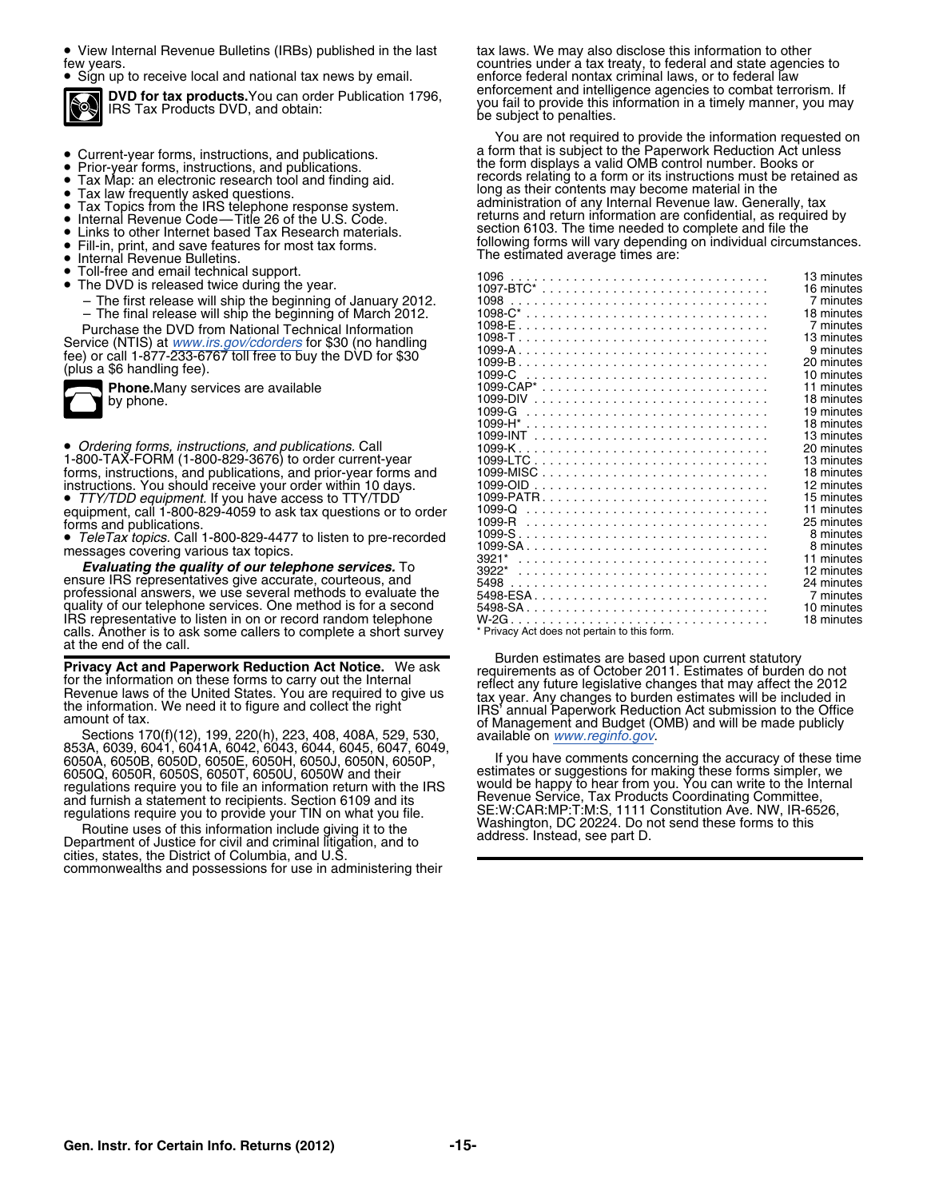- View Internal Revenue Bulletins (IRBs) published in the last few years.
- Sign up to receive local and national tax news by email.

**DVD for tax products.** You can order Publication 1796, IRS Tax Products DVD, and obtain:

- Current-year forms, instructions, and publications.
- Prior-year forms, instructions, and publications.
- Tax Map: an electronic research tool and finding aid.
- Tax law frequently asked questions.
- Tax Topics from the IRS telephone response system.
- Internal Revenue Code—Title 26 of the U.S. Code.
- Links to other Internet based Tax Research materials.
- Fill-in, print, and save features for most tax forms.
- Internal Revenue Bulletins.
- Toll-free and email technical support.
- The DVD is released twice during the year.
  - The first release will ship the beginning of January 2012.
  - The final release will ship the beginning of March 2012.

Purchase the DVD from National Technical Information Service (NTIS) at www.irs.gov/cdorders for $30 (no handling fee) or call 1-877-233-6767 toll free to buy the DVD for $30 (plus a $6 handling fee).

**Phone.** Many services are available by phone.

- *Ordering forms, instructions, and publications.* Call 1-800-TAX-FORM (1-800-829-3676) to order current-year forms, instructions, and publications, and prior-year forms and instructions. You should receive your order within 10 days.
- *TTY/TDD equipment.* If you have access to TTY/TDD equipment, call 1-800-829-4059 to ask tax questions or to order forms and publications.
- *TeleTax topics.* Call 1-800-829-4477 to listen to pre-recorded messages covering various tax topics.

***Evaluating the quality of our telephone services.*** To ensure IRS representatives give accurate, courteous, and professional answers, we use several methods to evaluate the quality of our telephone services. One method is for a second IRS representative to listen in on or record random telephone calls. Another is to ask some callers to complete a short survey at the end of the call.

**Privacy Act and Paperwork Reduction Act Notice.** We ask for the information on these forms to carry out the Internal Revenue laws of the United States. You are required to give us the information. We need it to figure and collect the right amount of tax.

Sections 170(f)(12), 199, 220(h), 223, 408, 408A, 529, 530, 853A, 6039, 6041, 6041A, 6042, 6043, 6044, 6045, 6047, 6049, 6050A, 6050B, 6050D, 6050E, 6050H, 6050J, 6050N, 6050P, 6050Q, 6050R, 6050S, 6050T, 6050U, 6050W and their regulations require you to file an information return with the IRS and furnish a statement to recipients. Section 6109 and its regulations require you to provide your TIN on what you file.

Routine uses of this information include giving it to the Department of Justice for civil and criminal litigation, and to cities, states, the District of Columbia, and U.S. commonwealths and possessions for use in administering their tax laws. We may also disclose this information to other countries under a tax treaty, to federal and state agencies to enforce federal nontax criminal laws, or to federal law enforcement and intelligence agencies to combat terrorism. If you fail to provide this information in a timely manner, you may be subject to penalties.

You are not required to provide the information requested on a form that is subject to the Paperwork Reduction Act unless the form displays a valid OMB control number. Books or records relating to a form or its instructions must be retained as long as their contents may become material in the administration of any Internal Revenue law. Generally, tax returns and return information are confidential, as required by section 6103. The time needed to complete and file the following forms will vary depending on individual circumstances. The estimated average times are:

| Form | Time |
|---|---|
| 1096 | 13 minutes |
| 1097-BTC* | 16 minutes |
| 1098 | 7 minutes |
| 1098-C* | 18 minutes |
| 1098-E | 7 minutes |
| 1098-T | 13 minutes |
| 1099-A | 9 minutes |
| 1099-B | 20 minutes |
| 1099-C | 10 minutes |
| 1099-CAP* | 11 minutes |
| 1099-DIV | 18 minutes |
| 1099-G | 19 minutes |
| 1099-H* | 18 minutes |
| 1099-INT | 13 minutes |
| 1099-K | 20 minutes |
| 1099-LTC | 13 minutes |
| 1099-MISC | 18 minutes |
| 1099-OID | 12 minutes |
| 1099-PATR | 15 minutes |
| 1099-Q | 11 minutes |
| 1099-R | 25 minutes |
| 1099-S | 8 minutes |
| 1099-SA | 8 minutes |
| 3921* | 11 minutes |
| 3922* | 12 minutes |
| 5498 | 24 minutes |
| 5498-ESA | 7 minutes |
| 5498-SA | 10 minutes |
| W-2G | 18 minutes |

\* Privacy Act does not pertain to this form.

Burden estimates are based upon current statutory requirements as of October 2011. Estimates of burden do not reflect any future legislative changes that may affect the 2012 tax year. Any changes to burden estimates will be included in IRS' annual Paperwork Reduction Act submission to the Office of Management and Budget (OMB) and will be made publicly available on www.reginfo.gov.

If you have comments concerning the accuracy of these time estimates or suggestions for making these forms simpler, we would be happy to hear from you. You can write to the Internal Revenue Service, Tax Products Coordinating Committee, SE:W:CAR:MP:T:M:S, 1111 Constitution Ave. NW, IR-6526, Washington, DC 20224. Do not send these forms to this address. Instead, see part D.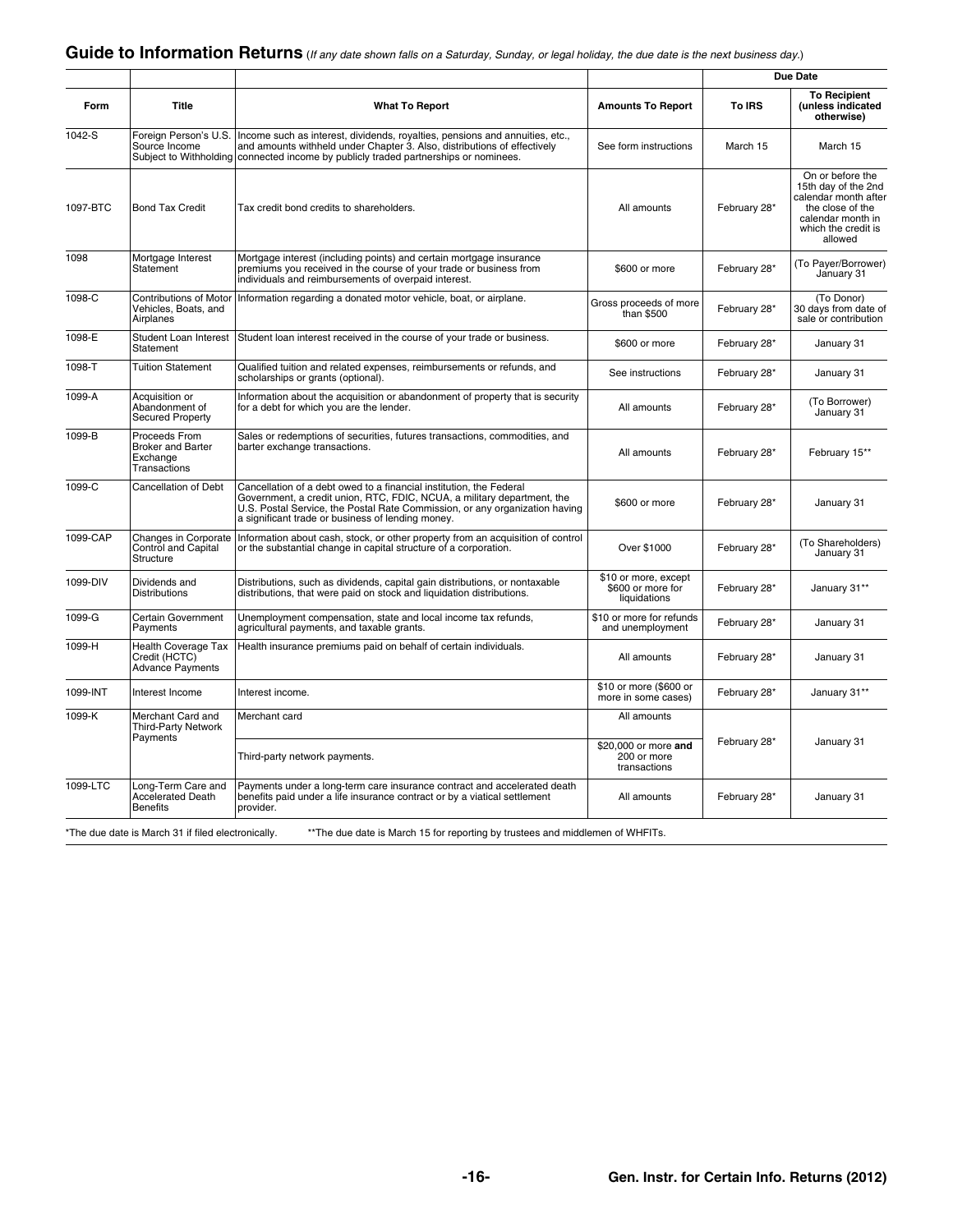## Guide to Information Returns (*If any date shown falls on a Saturday, Sunday, or legal holiday, the due date is the next business day.*)

| Form | Title | What To Report | Amounts To Report | Due Date To IRS | Due Date To Recipient (unless indicated otherwise) |
|---|---|---|---|---|---|
| 1042-S | Foreign Person's U.S. Source Income Subject to Withholding | Income such as interest, dividends, royalties, pensions and annuities, etc., and amounts withheld under Chapter 3. Also, distributions of effectively connected income by publicly traded partnerships or nominees. | See form instructions | March 15 | March 15 |
| 1097-BTC | Bond Tax Credit | Tax credit bond credits to shareholders. | All amounts | February 28* | On or before the 15th day of the 2nd calendar month after the close of the calendar month in which the credit is allowed |
| 1098 | Mortgage Interest Statement | Mortgage interest (including points) and certain mortgage insurance premiums you received in the course of your trade or business from individuals and reimbursements of overpaid interest. | $600 or more | February 28* | (To Payer/Borrower) January 31 |
| 1098-C | Contributions of Motor Vehicles, Boats, and Airplanes | Information regarding a donated motor vehicle, boat, or airplane. | Gross proceeds of more than $500 | February 28* | (To Donor) 30 days from date of sale or contribution |
| 1098-E | Student Loan Interest Statement | Student loan interest received in the course of your trade or business. | $600 or more | February 28* | January 31 |
| 1098-T | Tuition Statement | Qualified tuition and related expenses, reimbursements or refunds, and scholarships or grants (optional). | See instructions | February 28* | January 31 |
| 1099-A | Acquisition or Abandonment of Secured Property | Information about the acquisition or abandonment of property that is security for a debt for which you are the lender. | All amounts | February 28* | (To Borrower) January 31 |
| 1099-B | Proceeds From Broker and Barter Exchange Transactions | Sales or redemptions of securities, futures transactions, commodities, and barter exchange transactions. | All amounts | February 28* | February 15** |
| 1099-C | Cancellation of Debt | Cancellation of a debt owed to a financial institution, the Federal Government, a credit union, RTC, FDIC, NCUA, a military department, the U.S. Postal Service, the Postal Rate Commission, or any organization having a significant trade or business of lending money. | $600 or more | February 28* | January 31 |
| 1099-CAP | Changes in Corporate Control and Capital Structure | Information about cash, stock, or other property from an acquisition of control or the substantial change in capital structure of a corporation. | Over $1000 | February 28* | (To Shareholders) January 31 |
| 1099-DIV | Dividends and Distributions | Distributions, such as dividends, capital gain distributions, or nontaxable distributions, that were paid on stock and liquidation distributions. | $10 or more, except $600 or more for liquidations | February 28* | January 31** |
| 1099-G | Certain Government Payments | Unemployment compensation, state and local income tax refunds, agricultural payments, and taxable grants. | $10 or more for refunds and unemployment | February 28* | January 31 |
| 1099-H | Health Coverage Tax Credit (HCTC) Advance Payments | Health insurance premiums paid on behalf of certain individuals. | All amounts | February 28* | January 31 |
| 1099-INT | Interest Income | Interest income. | $10 or more ($600 or more in some cases) | February 28* | January 31** |
| 1099-K | Merchant Card and Third-Party Network Payments | Merchant card | All amounts | February 28* | January 31 |
| | | Third-party network payments. | $20,000 or more **and** 200 or more transactions | | |
| 1099-LTC | Long-Term Care and Accelerated Death Benefits | Payments under a long-term care insurance contract and accelerated death benefits paid under a life insurance contract or by a viatical settlement provider. | All amounts | February 28* | January 31 |

*The due date is March 31 if filed electronically. **The due date is March 15 for reporting by trustees and middlemen of WHFITs.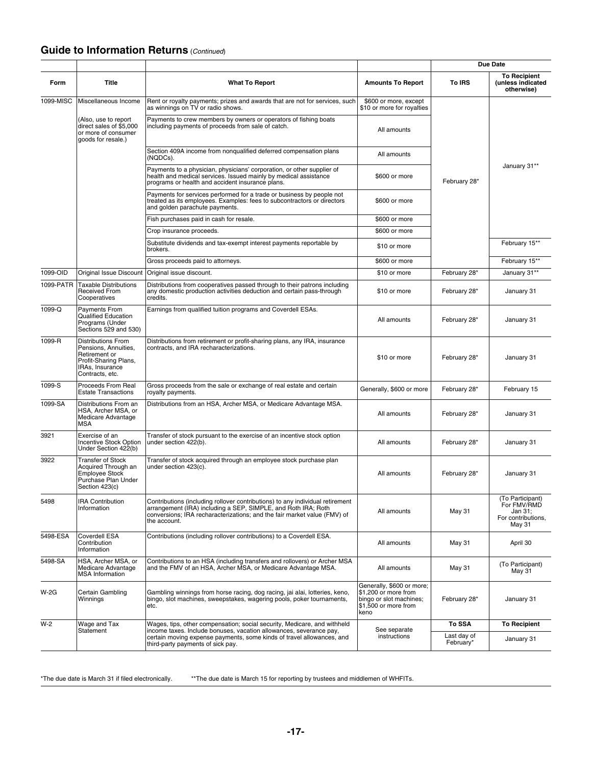## Guide to Information Returns *(Continued)*

| Form | Title | What To Report | Amounts To Report | Due Date To IRS | Due Date To Recipient (unless indicated otherwise) |
|---|---|---|---|---|---|
| 1099-MISC | Miscellaneous Income | Rent or royalty payments; prizes and awards that are not for services, such as winnings on TV or radio shows. | $600 or more, except $10 or more for royalties | February 28* | January 31** |
| | (Also, use to report direct sales of $5,000 or more of consumer goods for resale.) | Payments to crew members by owners or operators of fishing boats including payments of proceeds from sale of catch. | All amounts | February 28* | January 31** |
| | | Section 409A income from nonqualified deferred compensation plans (NQDCs). | All amounts | February 28* | January 31** |
| | | Payments to a physician, physicians' corporation, or other supplier of health and medical services. Issued mainly by medical assistance programs or health and accident insurance plans. | $600 or more | February 28* | January 31** |
| | | Payments for services performed for a trade or business by people not treated as its employees. Examples: fees to subcontractors or directors and golden parachute payments. | $600 or more | February 28* | January 31** |
| | | Fish purchases paid in cash for resale. | $600 or more | February 28* | January 31** |
| | | Crop insurance proceeds. | $600 or more | February 28* | January 31** |
| | | Substitute dividends and tax-exempt interest payments reportable by brokers. | $10 or more | February 28* | February 15** |
| | | Gross proceeds paid to attorneys. | $600 or more | February 28* | February 15** |
| 1099-OID | Original Issue Discount | Original issue discount. | $10 or more | February 28* | January 31** |
| 1099-PATR | Taxable Distributions Received From Cooperatives | Distributions from cooperatives passed through to their patrons including any domestic production activities deduction and certain pass-through credits. | $10 or more | February 28* | January 31 |
| 1099-Q | Payments From Qualified Education Programs (Under Sections 529 and 530) | Earnings from qualified tuition programs and Coverdell ESAs. | All amounts | February 28* | January 31 |
| 1099-R | Distributions From Pensions, Annuities, Retirement or Profit-Sharing Plans, IRAs, Insurance Contracts, etc. | Distributions from retirement or profit-sharing plans, any IRA, insurance contracts, and IRA recharacterizations. | $10 or more | February 28* | January 31 |
| 1099-S | Proceeds From Real Estate Transactions | Gross proceeds from the sale or exchange of real estate and certain royalty payments. | Generally, $600 or more | February 28* | February 15 |
| 1099-SA | Distributions From an HSA, Archer MSA, or Medicare Advantage MSA | Distributions from an HSA, Archer MSA, or Medicare Advantage MSA. | All amounts | February 28* | January 31 |
| 3921 | Exercise of an Incentive Stock Option Under Section 422(b) | Transfer of stock pursuant to the exercise of an incentive stock option under section 422(b). | All amounts | February 28* | January 31 |
| 3922 | Transfer of Stock Acquired Through an Employee Stock Purchase Plan Under Section 423(c) | Transfer of stock acquired through an employee stock purchase plan under section 423(c). | All amounts | February 28* | January 31 |
| 5498 | IRA Contribution Information | Contributions (including rollover contributions) to any individual retirement arrangement (IRA) including a SEP, SIMPLE, and Roth IRA; Roth conversions; IRA recharacterizations; and the fair market value (FMV) of the account. | All amounts | May 31 | (To Participant) For FMV/RMD Jan 31; For contributions, May 31 |
| 5498-ESA | Coverdell ESA Contribution Information | Contributions (including rollover contributions) to a Coverdell ESA. | All amounts | May 31 | April 30 |
| 5498-SA | HSA, Archer MSA, or Medicare Advantage MSA Information | Contributions to an HSA (including transfers and rollovers) or Archer MSA and the FMV of an HSA, Archer MSA, or Medicare Advantage MSA. | All amounts | May 31 | (To Participant) May 31 |
| W-2G | Certain Gambling Winnings | Gambling winnings from horse racing, dog racing, jai alai, lotteries, keno, bingo, slot machines, sweepstakes, wagering pools, poker tournaments, etc. | Generally, $600 or more; $1,200 or more from bingo or slot machines; $1,500 or more from keno | February 28* | January 31 |
| W-2 | Wage and Tax Statement | Wages, tips, other compensation; social security, Medicare, and withheld income taxes. Include bonuses, vacation allowances, severance pay, certain moving expense payments, some kinds of travel allowances, and third-party payments of sick pay. | See separate instructions | **To SSA** Last day of February* | **To Recipient** January 31 |

*The due date is March 31 if filed electronically. **The due date is March 15 for reporting by trustees and middlemen of WHFITs.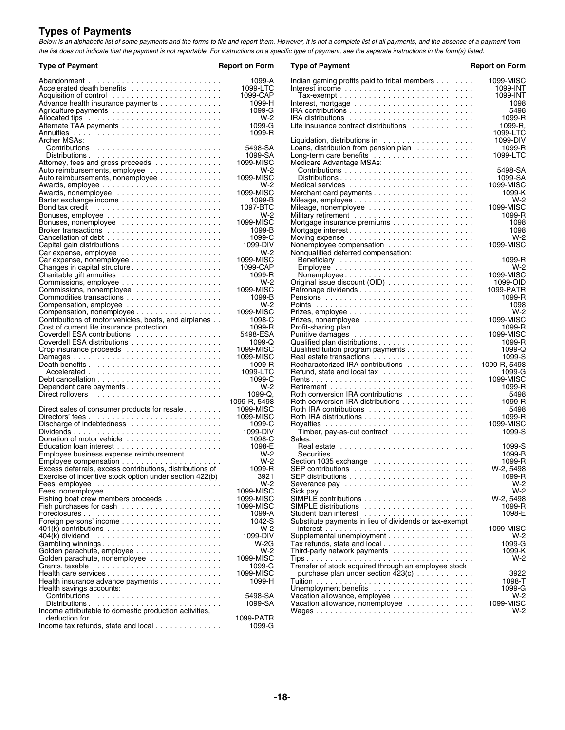## Types of Payments

*Below is an alphabetic list of some payments and the forms to file and report them. However, it is not a complete list of all payments, and the absence of a payment from the list does not indicate that the payment is not reportable. For instructions on a specific type of payment, see the separate instructions in the form(s) listed.*

| Type of Payment | Report on Form |
|---|---|
| Abandonment | 1099-A |
| Accelerated death benefits | 1099-LTC |
| Acquisition of control | 1099-CAP |
| Advance health insurance payments | 1099-H |
| Agriculture payments | 1099-G |
| Allocated tips | W-2 |
| Alternate TAA payments | 1099-G |
| Annuities | 1099-R |
| Archer MSAs: | |
| Contributions | 5498-SA |
| Distributions | 1099-SA |
| Attorney, fees and gross proceeds | 1099-MISC |
| Auto reimbursements, employee | W-2 |
| Auto reimbursements, nonemployee | 1099-MISC |
| Awards, employee | W-2 |
| Awards, nonemployee | 1099-MISC |
| Barter exchange income | 1099-B |
| Bond tax credit | 1097-BTC |
| Bonuses, employee | W-2 |
| Bonuses, nonemployee | 1099-MISC |
| Broker transactions | 1099-B |
| Cancellation of debt | 1099-C |
| Capital gain distributions | 1099-DIV |
| Car expense, employee | W-2 |
| Car expense, nonemployee | 1099-MISC |
| Changes in capital structure | 1099-CAP |
| Charitable gift annuities | 1099-R |
| Commissions, employee | W-2 |
| Commissions, nonemployee | 1099-MISC |
| Commodities transactions | 1099-B |
| Compensation, employee | W-2 |
| Compensation, nonemployee | 1099-MISC |
| Contributions of motor vehicles, boats, and airplanes | 1098-C |
| Cost of current life insurance protection | 1099-R |
| Coverdell ESA contributions | 5498-ESA |
| Coverdell ESA distributions | 1099-Q |
| Crop insurance proceeds | 1099-MISC |
| Damages | 1099-MISC |
| Death benefits | 1099-R |
| Accelerated | 1099-LTC |
| Debt cancellation | 1099-C |
| Dependent care payments | W-2 |
| Direct rollovers | 1099-Q, 1099-R, 5498 |
| Direct sales of consumer products for resale | 1099-MISC |
| Directors' fees | 1099-MISC |
| Discharge of indebtedness | 1099-C |
| Dividends | 1099-DIV |
| Donation of motor vehicle | 1098-C |
| Education loan interest | 1098-E |
| Employee business expense reimbursement | W-2 |
| Employee compensation | W-2 |
| Excess deferrals, excess contributions, distributions of | 1099-R |
| Exercise of incentive stock option under section 422(b) | 3921 |
| Fees, employee | W-2 |
| Fees, nonemployee | 1099-MISC |
| Fishing boat crew members proceeds | 1099-MISC |
| Fish purchases for cash | 1099-MISC |
| Foreclosures | 1099-A |
| Foreign persons' income | 1042-S |
| 401(k) contributions | W-2 |
| 404(k) dividend | 1099-DIV |
| Gambling winnings | W-2G |
| Golden parachute, employee | W-2 |
| Golden parachute, nonemployee | 1099-MISC |
| Grants, taxable | 1099-G |
| Health care services | 1099-MISC |
| Health insurance advance payments | 1099-H |
| Health savings accounts: | |
| Contributions | 5498-SA |
| Distributions | 1099-SA |
| Income attributable to domestic production activities, deduction for | 1099-PATR |
| Income tax refunds, state and local | 1099-G |
| Indian gaming profits paid to tribal members | 1099-MISC |
| Interest income | 1099-INT |
| Tax-exempt | 1099-INT |
| Interest, mortgage | 1098 |
| IRA contributions | 5498 |
| IRA distributions | 1099-R |
| Life insurance contract distributions | 1099-R, 1099-LTC |
| Liquidation, distributions in | 1099-DIV |
| Loans, distribution from pension plan | 1099-R |
| Long-term care benefits | 1099-LTC |
| Medicare Advantage MSAs: | |
| Contributions | 5498-SA |
| Distributions | 1099-SA |
| Medical services | 1099-MISC |
| Merchant card payments | 1099-K |
| Mileage, employee | W-2 |
| Mileage, nonemployee | 1099-MISC |
| Military retirement | 1099-R |
| Mortgage insurance premiums | 1098 |
| Mortgage interest | 1098 |
| Moving expense | W-2 |
| Nonemployee compensation | 1099-MISC |
| Nonqualified deferred compensation: | |
| Beneficiary | 1099-R |
| Employee | W-2 |
| Nonemployee | 1099-MISC |
| Original issue discount (OID) | 1099-OID |
| Patronage dividends | 1099-PATR |
| Pensions | 1099-R |
| Points | 1098 |
| Prizes, employee | W-2 |
| Prizes, nonemployee | 1099-MISC |
| Profit-sharing plan | 1099-R |
| Punitive damages | 1099-MISC |
| Qualified plan distributions | 1099-R |
| Qualified tuition program payments | 1099-Q |
| Real estate transactions | 1099-S |
| Recharacterized IRA contributions | 1099-R, 5498 |
| Refund, state and local tax | 1099-G |
| Rents | 1099-MISC |
| Retirement | 1099-R |
| Roth conversion IRA contributions | 5498 |
| Roth conversion IRA distributions | 1099-R |
| Roth IRA contributions | 5498 |
| Roth IRA distributions | 1099-R |
| Royalties | 1099-MISC |
| Timber, pay-as-cut contract | 1099-S |
| Sales: | |
| Real estate | 1099-S |
| Securities | 1099-B |
| Section 1035 exchange | 1099-R |
| SEP contributions | W-2, 5498 |
| SEP distributions | 1099-R |
| Severance pay | W-2 |
| Sick pay | W-2 |
| SIMPLE contributions | W-2, 5498 |
| SIMPLE distributions | 1099-R |
| Student loan interest | 1098-E |
| Substitute payments in lieu of dividends or tax-exempt interest | 1099-MISC |
| Supplemental unemployment | W-2 |
| Tax refunds, state and local | 1099-G |
| Third-party network payments | 1099-K |
| Tips | W-2 |
| Transfer of stock acquired through an employee stock purchase plan under section 423(c) | 3922 |
| Tuition | 1098-T |
| Unemployment benefits | 1099-G |
| Vacation allowance, employee | W-2 |
| Vacation allowance, nonemployee | 1099-MISC |
| Wages | W-2 |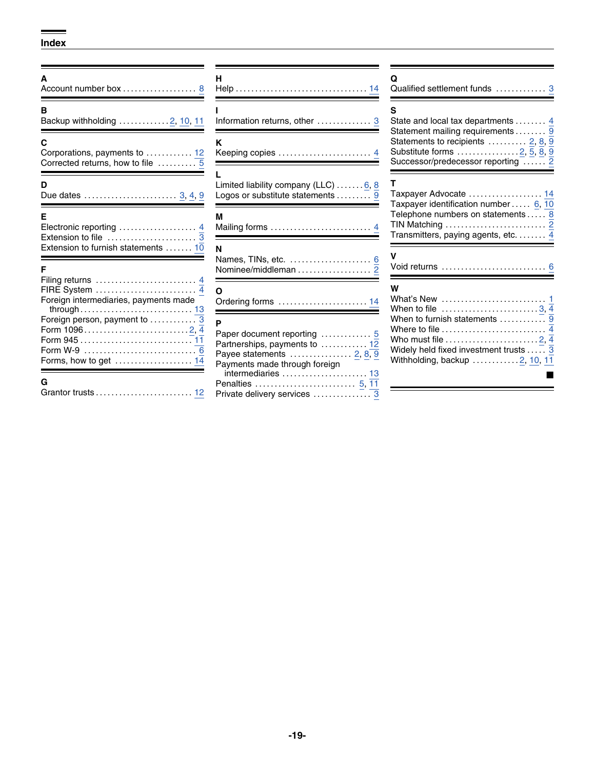## Index

**A**
Account number box . . . . . . . . . . . . . . . . . . . 8

**B**
Backup withholding . . . . . . . . . . . . . 2, 10, 11

**C**
Corporations, payments to . . . . . . . . . . . . 12
Corrected returns, how to file . . . . . . . . . . 5

**D**
Due dates . . . . . . . . . . . . . . . . . . . . . . . . 3, 4, 9

**E**
Electronic reporting . . . . . . . . . . . . . . . . . . . . 4
Extension to file . . . . . . . . . . . . . . . . . . . . . . 3
Extension to furnish statements . . . . . . . 10

**F**
Filing returns . . . . . . . . . . . . . . . . . . . . . . . . . 4
FIRE System . . . . . . . . . . . . . . . . . . . . . . . . . 4
Foreign intermediaries, payments made through . . . . . . . . . . . . . . . . . . . . . . . . . . . . 13
Foreign person, payment to . . . . . . . . . . . . 3
Form 1096 . . . . . . . . . . . . . . . . . . . . . . . . . . 2, 4
Form 945 . . . . . . . . . . . . . . . . . . . . . . . . . . . . 11
Form W-9 . . . . . . . . . . . . . . . . . . . . . . . . . . . . 6
Forms, how to get . . . . . . . . . . . . . . . . . . . . 14

**G**
Grantor trusts . . . . . . . . . . . . . . . . . . . . . . . . 12

**H**
Help . . . . . . . . . . . . . . . . . . . . . . . . . . . . . . . . . 14

**I**
Information returns, other . . . . . . . . . . . . . . 3

**K**
Keeping copies . . . . . . . . . . . . . . . . . . . . . . . . 4

**L**
Limited liability company (LLC) . . . . . . . 6, 8
Logos or substitute statements . . . . . . . . . 9

**M**
Mailing forms . . . . . . . . . . . . . . . . . . . . . . . . . 4

**N**
Names, TINs, etc. . . . . . . . . . . . . . . . . . . . . 6
Nominee/middleman . . . . . . . . . . . . . . . . . . . 2

**O**
Ordering forms . . . . . . . . . . . . . . . . . . . . . . . 14

**P**
Paper document reporting . . . . . . . . . . . . . 5
Partnerships, payments to . . . . . . . . . . . . 12
Payee statements . . . . . . . . . . . . . . . . . 2, 8, 9
Payments made through foreign intermediaries . . . . . . . . . . . . . . . . . . . . . . 13
Penalties . . . . . . . . . . . . . . . . . . . . . . . . . . 5, 11
Private delivery services . . . . . . . . . . . . . . . 3

**Q**
Qualified settlement funds . . . . . . . . . . . . . 3

**S**
State and local tax departments . . . . . . . . 4
Statement mailing requirements . . . . . . . . 9
Statements to recipients . . . . . . . . . . . 2, 8, 9
Substitute forms . . . . . . . . . . . . . . . . . 2, 5, 8, 9
Successor/predecessor reporting . . . . . . 2

**T**
Taxpayer Advocate . . . . . . . . . . . . . . . . . . . 14
Taxpayer identification number . . . . . 6, 10
Telephone numbers on statements . . . . . 8
TIN Matching . . . . . . . . . . . . . . . . . . . . . . . . . 2
Transmitters, paying agents, etc. . . . . . . . 4

**V**
Void returns . . . . . . . . . . . . . . . . . . . . . . . . . . 6

**W**
What's New . . . . . . . . . . . . . . . . . . . . . . . . . . 1
When to file . . . . . . . . . . . . . . . . . . . . . . . . 3, 4
When to furnish statements . . . . . . . . . . . 9
Where to file . . . . . . . . . . . . . . . . . . . . . . . . . 4
Who must file . . . . . . . . . . . . . . . . . . . . . . . 2, 4
Widely held fixed investment trusts . . . . . 3
Withholding, backup . . . . . . . . . . . . . 2, 10, 11

■